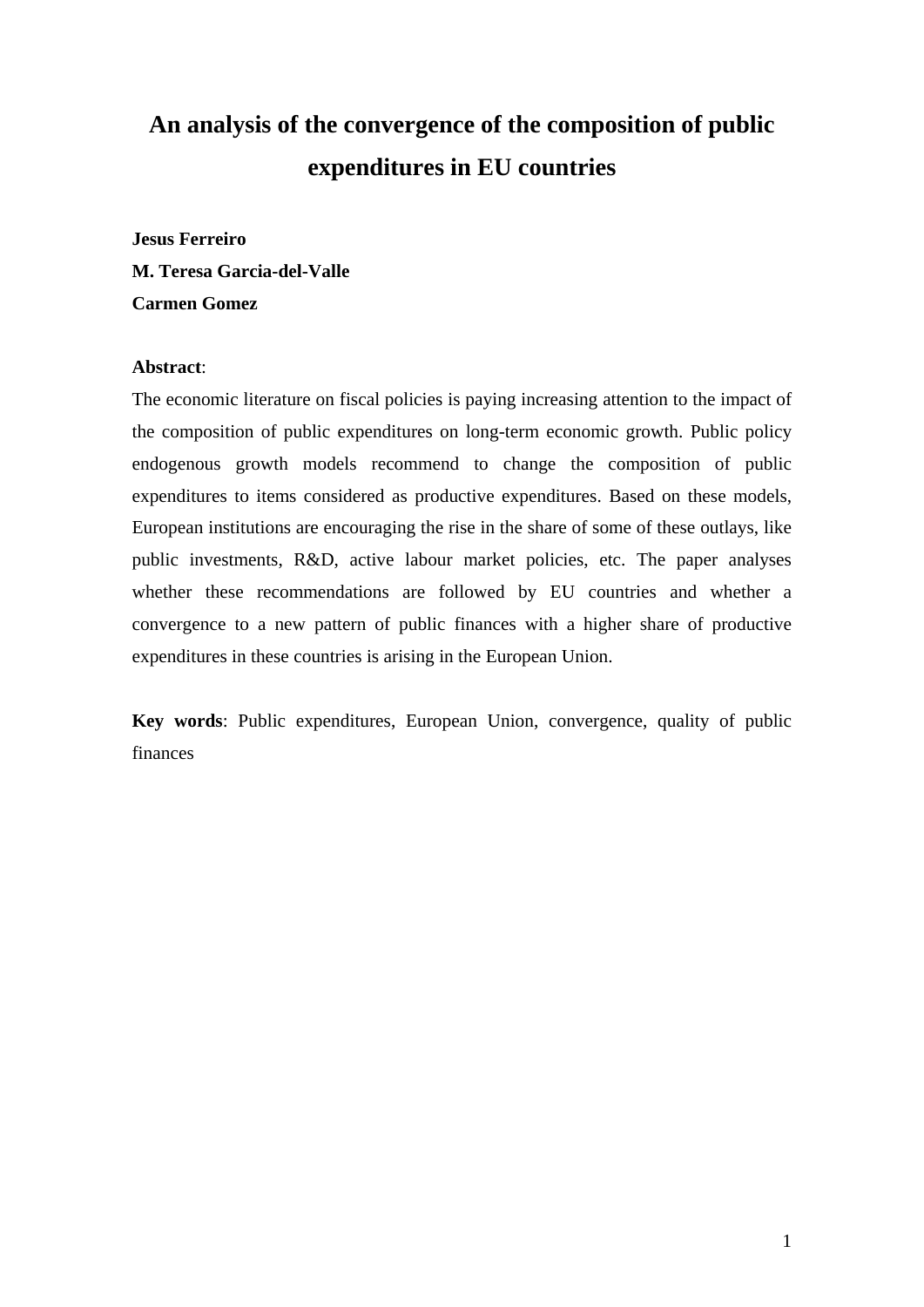# An analysis of the convergence of the composition of public expenditures in EU countries

**Jesus Ferreiro**
**M. Teresa Garcia-del-Valle**
**Carmen Gomez**

**Abstract**:

The economic literature on fiscal policies is paying increasing attention to the impact of the composition of public expenditures on long-term economic growth. Public policy endogenous growth models recommend to change the composition of public expenditures to items considered as productive expenditures. Based on these models, European institutions are encouraging the rise in the share of some of these outlays, like public investments, R&D, active labour market policies, etc. The paper analyses whether these recommendations are followed by EU countries and whether a convergence to a new pattern of public finances with a higher share of productive expenditures in these countries is arising in the European Union.

**Key words**: Public expenditures, European Union, convergence, quality of public finances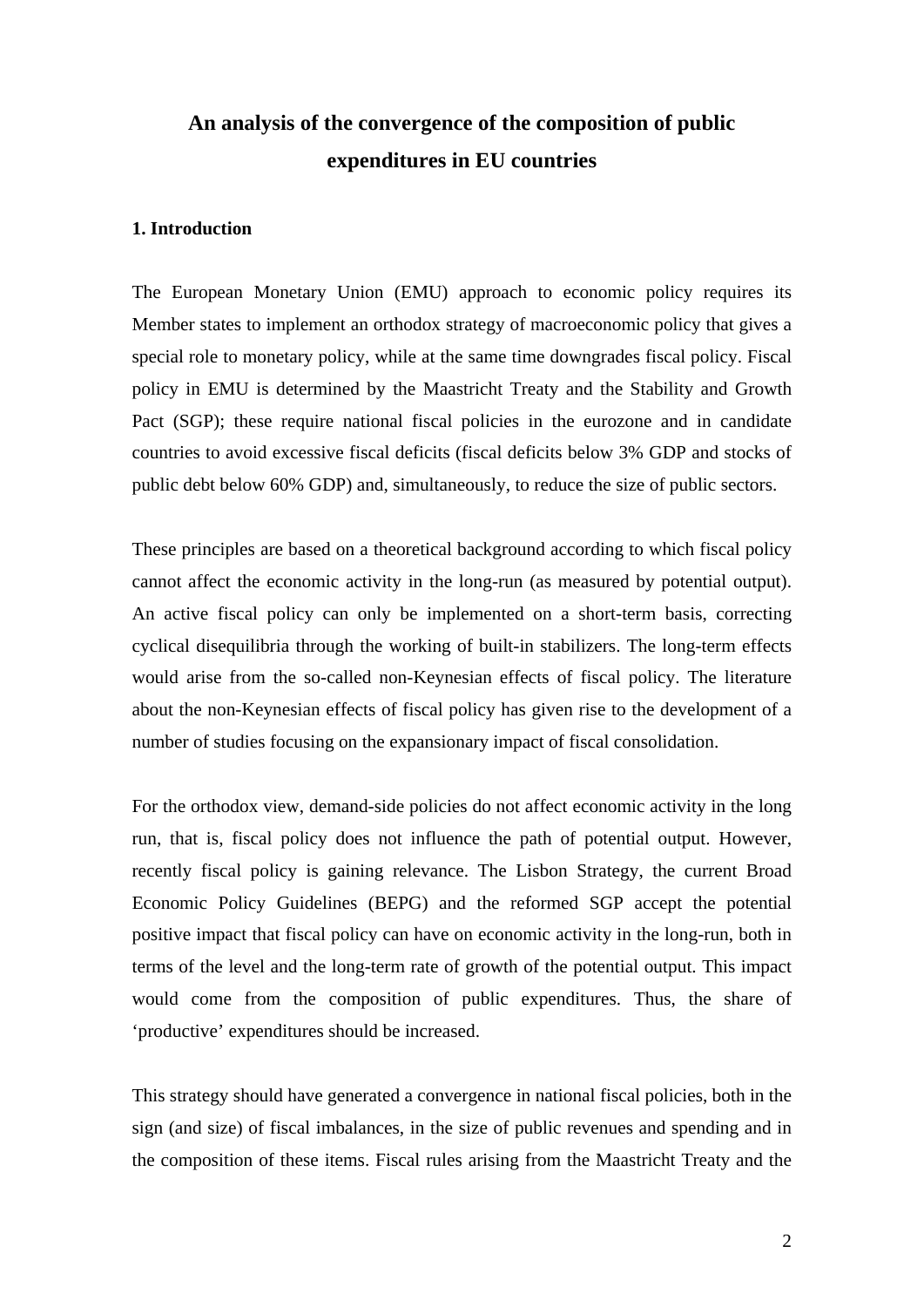# An analysis of the convergence of the composition of public expenditures in EU countries

## 1. Introduction

The European Monetary Union (EMU) approach to economic policy requires its Member states to implement an orthodox strategy of macroeconomic policy that gives a special role to monetary policy, while at the same time downgrades fiscal policy. Fiscal policy in EMU is determined by the Maastricht Treaty and the Stability and Growth Pact (SGP); these require national fiscal policies in the eurozone and in candidate countries to avoid excessive fiscal deficits (fiscal deficits below 3% GDP and stocks of public debt below 60% GDP) and, simultaneously, to reduce the size of public sectors.

These principles are based on a theoretical background according to which fiscal policy cannot affect the economic activity in the long-run (as measured by potential output). An active fiscal policy can only be implemented on a short-term basis, correcting cyclical disequilibria through the working of built-in stabilizers. The long-term effects would arise from the so-called non-Keynesian effects of fiscal policy. The literature about the non-Keynesian effects of fiscal policy has given rise to the development of a number of studies focusing on the expansionary impact of fiscal consolidation.

For the orthodox view, demand-side policies do not affect economic activity in the long run, that is, fiscal policy does not influence the path of potential output. However, recently fiscal policy is gaining relevance. The Lisbon Strategy, the current Broad Economic Policy Guidelines (BEPG) and the reformed SGP accept the potential positive impact that fiscal policy can have on economic activity in the long-run, both in terms of the level and the long-term rate of growth of the potential output. This impact would come from the composition of public expenditures. Thus, the share of 'productive' expenditures should be increased.

This strategy should have generated a convergence in national fiscal policies, both in the sign (and size) of fiscal imbalances, in the size of public revenues and spending and in the composition of these items. Fiscal rules arising from the Maastricht Treaty and the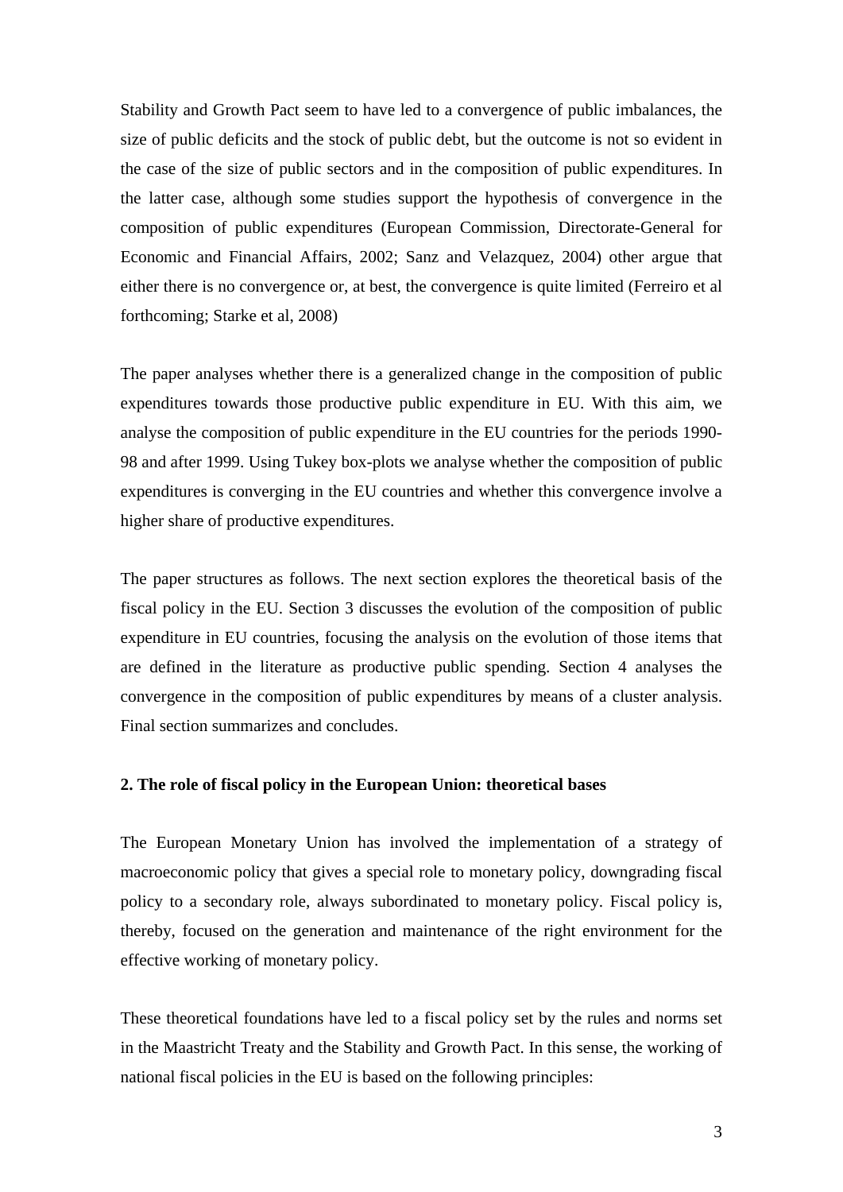Stability and Growth Pact seem to have led to a convergence of public imbalances, the size of public deficits and the stock of public debt, but the outcome is not so evident in the case of the size of public sectors and in the composition of public expenditures. In the latter case, although some studies support the hypothesis of convergence in the composition of public expenditures (European Commission, Directorate-General for Economic and Financial Affairs, 2002; Sanz and Velazquez, 2004) other argue that either there is no convergence or, at best, the convergence is quite limited (Ferreiro et al forthcoming; Starke et al, 2008)

The paper analyses whether there is a generalized change in the composition of public expenditures towards those productive public expenditure in EU. With this aim, we analyse the composition of public expenditure in the EU countries for the periods 1990-98 and after 1999. Using Tukey box-plots we analyse whether the composition of public expenditures is converging in the EU countries and whether this convergence involve a higher share of productive expenditures.

The paper structures as follows. The next section explores the theoretical basis of the fiscal policy in the EU. Section 3 discusses the evolution of the composition of public expenditure in EU countries, focusing the analysis on the evolution of those items that are defined in the literature as productive public spending. Section 4 analyses the convergence in the composition of public expenditures by means of a cluster analysis. Final section summarizes and concludes.

## 2. The role of fiscal policy in the European Union: theoretical bases

The European Monetary Union has involved the implementation of a strategy of macroeconomic policy that gives a special role to monetary policy, downgrading fiscal policy to a secondary role, always subordinated to monetary policy. Fiscal policy is, thereby, focused on the generation and maintenance of the right environment for the effective working of monetary policy.

These theoretical foundations have led to a fiscal policy set by the rules and norms set in the Maastricht Treaty and the Stability and Growth Pact. In this sense, the working of national fiscal policies in the EU is based on the following principles: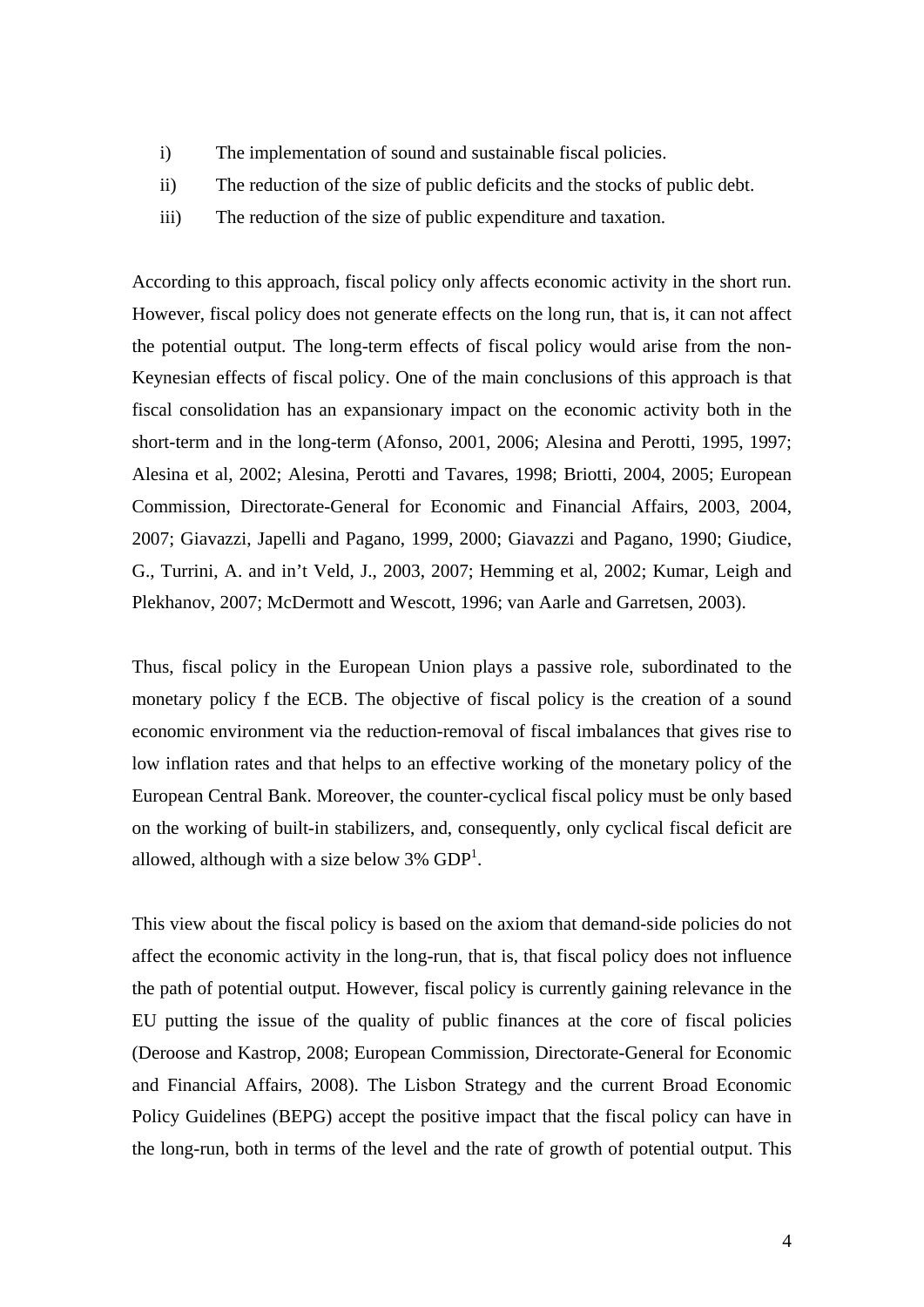i) The implementation of sound and sustainable fiscal policies.

ii) The reduction of the size of public deficits and the stocks of public debt.

iii) The reduction of the size of public expenditure and taxation.

According to this approach, fiscal policy only affects economic activity in the short run. However, fiscal policy does not generate effects on the long run, that is, it can not affect the potential output. The long-term effects of fiscal policy would arise from the non-Keynesian effects of fiscal policy. One of the main conclusions of this approach is that fiscal consolidation has an expansionary impact on the economic activity both in the short-term and in the long-term (Afonso, 2001, 2006; Alesina and Perotti, 1995, 1997; Alesina et al, 2002; Alesina, Perotti and Tavares, 1998; Briotti, 2004, 2005; European Commission, Directorate-General for Economic and Financial Affairs, 2003, 2004, 2007; Giavazzi, Japelli and Pagano, 1999, 2000; Giavazzi and Pagano, 1990; Giudice, G., Turrini, A. and in't Veld, J., 2003, 2007; Hemming et al, 2002; Kumar, Leigh and Plekhanov, 2007; McDermott and Wescott, 1996; van Aarle and Garretsen, 2003).

Thus, fiscal policy in the European Union plays a passive role, subordinated to the monetary policy f the ECB. The objective of fiscal policy is the creation of a sound economic environment via the reduction-removal of fiscal imbalances that gives rise to low inflation rates and that helps to an effective working of the monetary policy of the European Central Bank. Moreover, the counter-cyclical fiscal policy must be only based on the working of built-in stabilizers, and, consequently, only cyclical fiscal deficit are allowed, although with a size below 3% GDP[1].

This view about the fiscal policy is based on the axiom that demand-side policies do not affect the economic activity in the long-run, that is, that fiscal policy does not influence the path of potential output. However, fiscal policy is currently gaining relevance in the EU putting the issue of the quality of public finances at the core of fiscal policies (Deroose and Kastrop, 2008; European Commission, Directorate-General for Economic and Financial Affairs, 2008). The Lisbon Strategy and the current Broad Economic Policy Guidelines (BEPG) accept the positive impact that the fiscal policy can have in the long-run, both in terms of the level and the rate of growth of potential output. This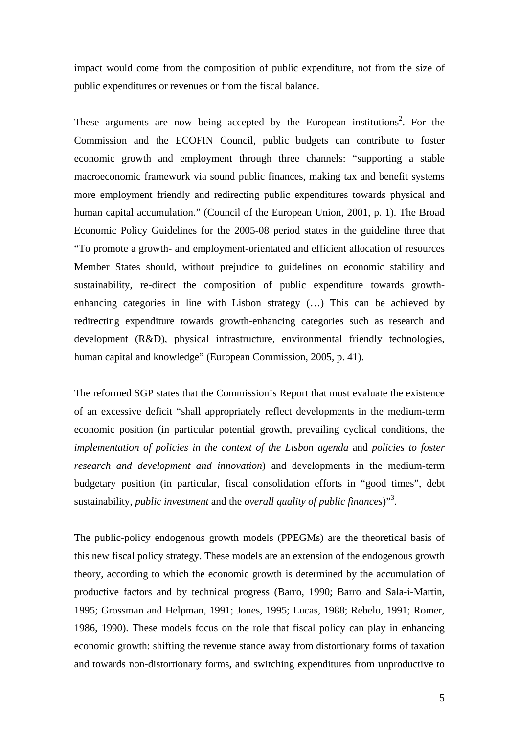impact would come from the composition of public expenditure, not from the size of public expenditures or revenues or from the fiscal balance.

These arguments are now being accepted by the European institutions[2]. For the Commission and the ECOFIN Council, public budgets can contribute to foster economic growth and employment through three channels: "supporting a stable macroeconomic framework via sound public finances, making tax and benefit systems more employment friendly and redirecting public expenditures towards physical and human capital accumulation." (Council of the European Union, 2001, p. 1). The Broad Economic Policy Guidelines for the 2005-08 period states in the guideline three that "To promote a growth- and employment-orientated and efficient allocation of resources Member States should, without prejudice to guidelines on economic stability and sustainability, re-direct the composition of public expenditure towards growth-enhancing categories in line with Lisbon strategy (…) This can be achieved by redirecting expenditure towards growth-enhancing categories such as research and development (R&D), physical infrastructure, environmental friendly technologies, human capital and knowledge" (European Commission, 2005, p. 41).

The reformed SGP states that the Commission's Report that must evaluate the existence of an excessive deficit "shall appropriately reflect developments in the medium-term economic position (in particular potential growth, prevailing cyclical conditions, the *implementation of policies in the context of the Lisbon agenda* and *policies to foster research and development and innovation*) and developments in the medium-term budgetary position (in particular, fiscal consolidation efforts in "good times", debt sustainability, *public investment* and the *overall quality of public finances*)"[3].

The public-policy endogenous growth models (PPEGMs) are the theoretical basis of this new fiscal policy strategy. These models are an extension of the endogenous growth theory, according to which the economic growth is determined by the accumulation of productive factors and by technical progress (Barro, 1990; Barro and Sala-i-Martin, 1995; Grossman and Helpman, 1991; Jones, 1995; Lucas, 1988; Rebelo, 1991; Romer, 1986, 1990). These models focus on the role that fiscal policy can play in enhancing economic growth: shifting the revenue stance away from distortionary forms of taxation and towards non-distortionary forms, and switching expenditures from unproductive to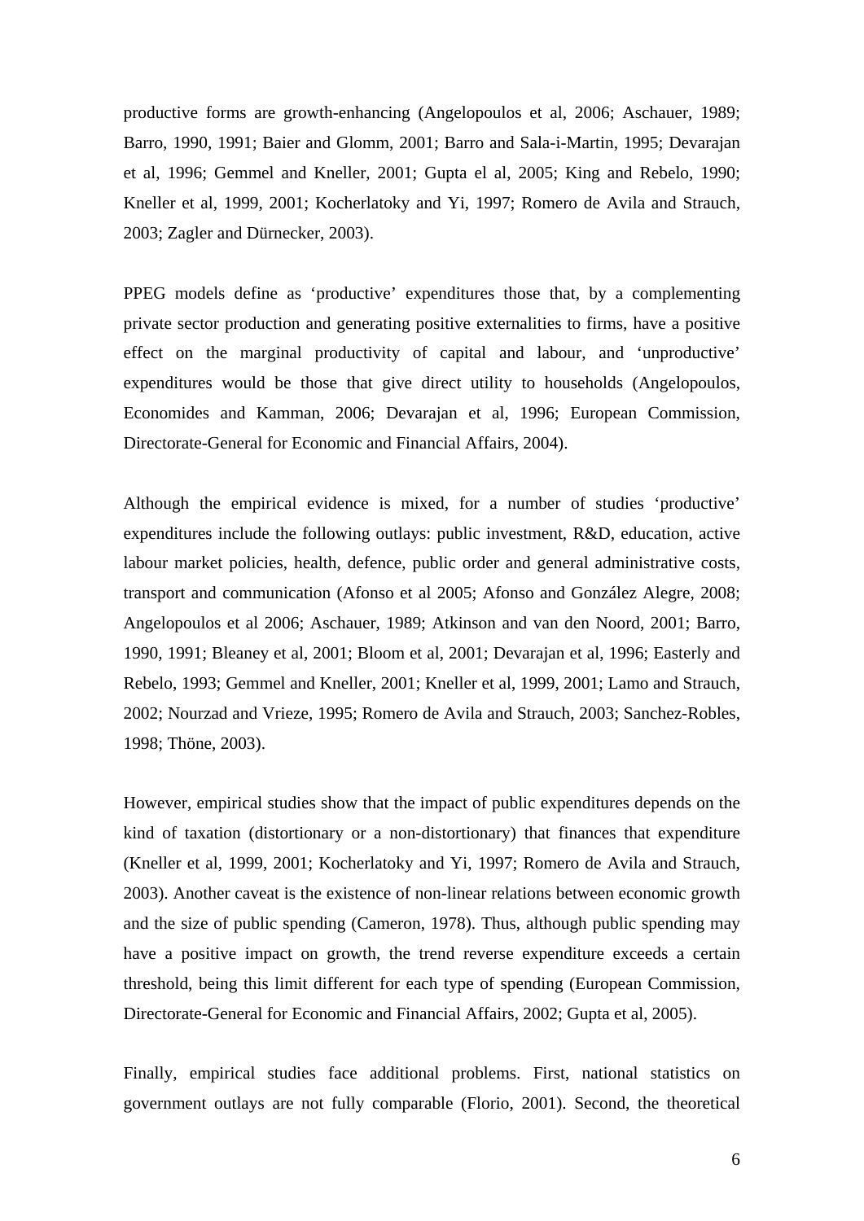productive forms are growth-enhancing (Angelopoulos et al, 2006; Aschauer, 1989; Barro, 1990, 1991; Baier and Glomm, 2001; Barro and Sala-i-Martin, 1995; Devarajan et al, 1996; Gemmel and Kneller, 2001; Gupta el al, 2005; King and Rebelo, 1990; Kneller et al, 1999, 2001; Kocherlatoky and Yi, 1997; Romero de Avila and Strauch, 2003; Zagler and Dürnecker, 2003).

PPEG models define as 'productive' expenditures those that, by a complementing private sector production and generating positive externalities to firms, have a positive effect on the marginal productivity of capital and labour, and 'unproductive' expenditures would be those that give direct utility to households (Angelopoulos, Economides and Kamman, 2006; Devarajan et al, 1996; European Commission, Directorate-General for Economic and Financial Affairs, 2004).

Although the empirical evidence is mixed, for a number of studies 'productive' expenditures include the following outlays: public investment, R&D, education, active labour market policies, health, defence, public order and general administrative costs, transport and communication (Afonso et al 2005; Afonso and González Alegre, 2008; Angelopoulos et al 2006; Aschauer, 1989; Atkinson and van den Noord, 2001; Barro, 1990, 1991; Bleaney et al, 2001; Bloom et al, 2001; Devarajan et al, 1996; Easterly and Rebelo, 1993; Gemmel and Kneller, 2001; Kneller et al, 1999, 2001; Lamo and Strauch, 2002; Nourzad and Vrieze, 1995; Romero de Avila and Strauch, 2003; Sanchez-Robles, 1998; Thöne, 2003).

However, empirical studies show that the impact of public expenditures depends on the kind of taxation (distortionary or a non-distortionary) that finances that expenditure (Kneller et al, 1999, 2001; Kocherlatoky and Yi, 1997; Romero de Avila and Strauch, 2003). Another caveat is the existence of non-linear relations between economic growth and the size of public spending (Cameron, 1978). Thus, although public spending may have a positive impact on growth, the trend reverse expenditure exceeds a certain threshold, being this limit different for each type of spending (European Commission, Directorate-General for Economic and Financial Affairs, 2002; Gupta et al, 2005).

Finally, empirical studies face additional problems. First, national statistics on government outlays are not fully comparable (Florio, 2001). Second, the theoretical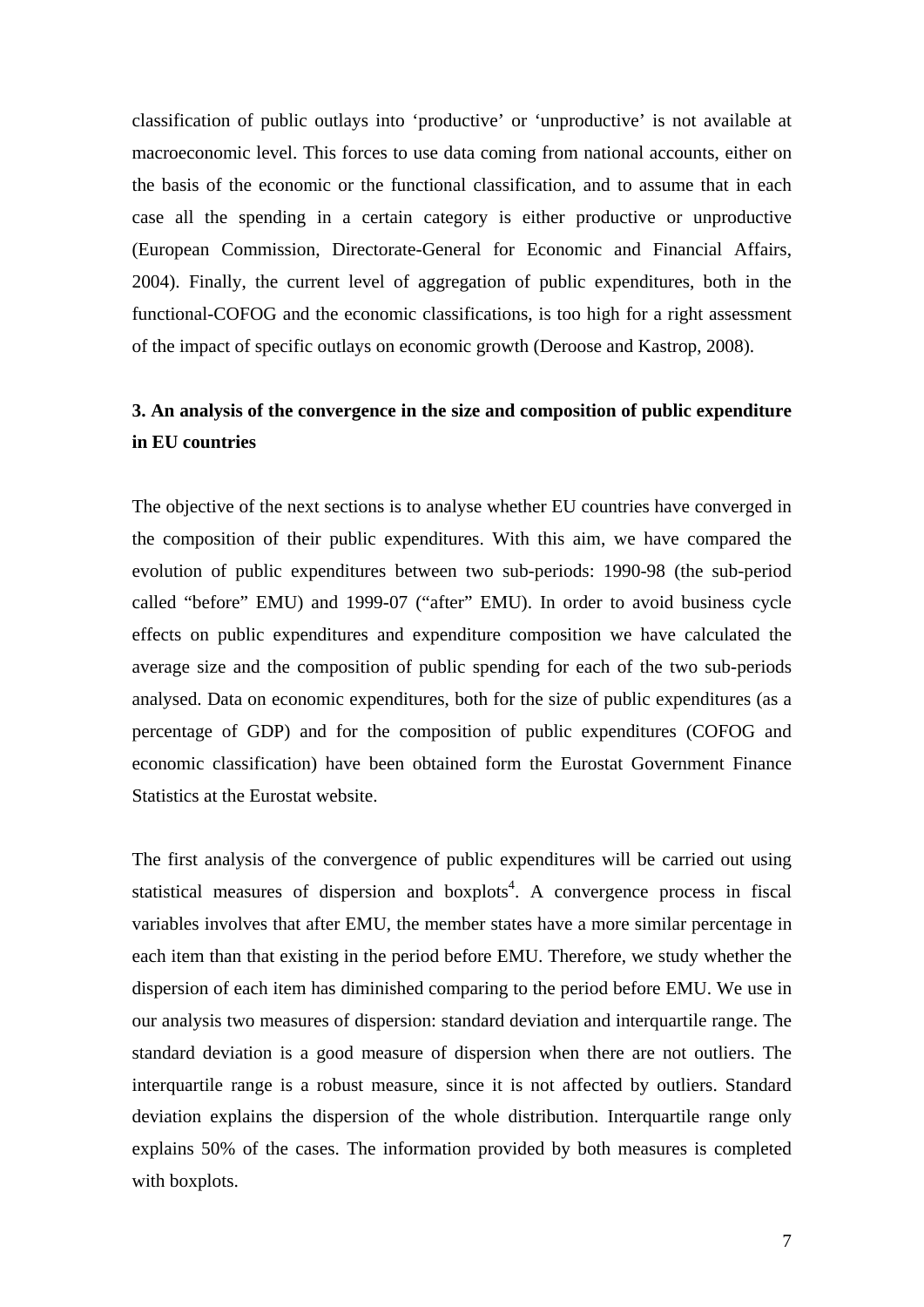classification of public outlays into 'productive' or 'unproductive' is not available at macroeconomic level. This forces to use data coming from national accounts, either on the basis of the economic or the functional classification, and to assume that in each case all the spending in a certain category is either productive or unproductive (European Commission, Directorate-General for Economic and Financial Affairs, 2004). Finally, the current level of aggregation of public expenditures, both in the functional-COFOG and the economic classifications, is too high for a right assessment of the impact of specific outlays on economic growth (Deroose and Kastrop, 2008).

## 3. An analysis of the convergence in the size and composition of public expenditure in EU countries

The objective of the next sections is to analyse whether EU countries have converged in the composition of their public expenditures. With this aim, we have compared the evolution of public expenditures between two sub-periods: 1990-98 (the sub-period called "before" EMU) and 1999-07 ("after" EMU). In order to avoid business cycle effects on public expenditures and expenditure composition we have calculated the average size and the composition of public spending for each of the two sub-periods analysed. Data on economic expenditures, both for the size of public expenditures (as a percentage of GDP) and for the composition of public expenditures (COFOG and economic classification) have been obtained form the Eurostat Government Finance Statistics at the Eurostat website.

The first analysis of the convergence of public expenditures will be carried out using statistical measures of dispersion and boxplots[4]. A convergence process in fiscal variables involves that after EMU, the member states have a more similar percentage in each item than that existing in the period before EMU. Therefore, we study whether the dispersion of each item has diminished comparing to the period before EMU. We use in our analysis two measures of dispersion: standard deviation and interquartile range. The standard deviation is a good measure of dispersion when there are not outliers. The interquartile range is a robust measure, since it is not affected by outliers. Standard deviation explains the dispersion of the whole distribution. Interquartile range only explains 50% of the cases. The information provided by both measures is completed with boxplots.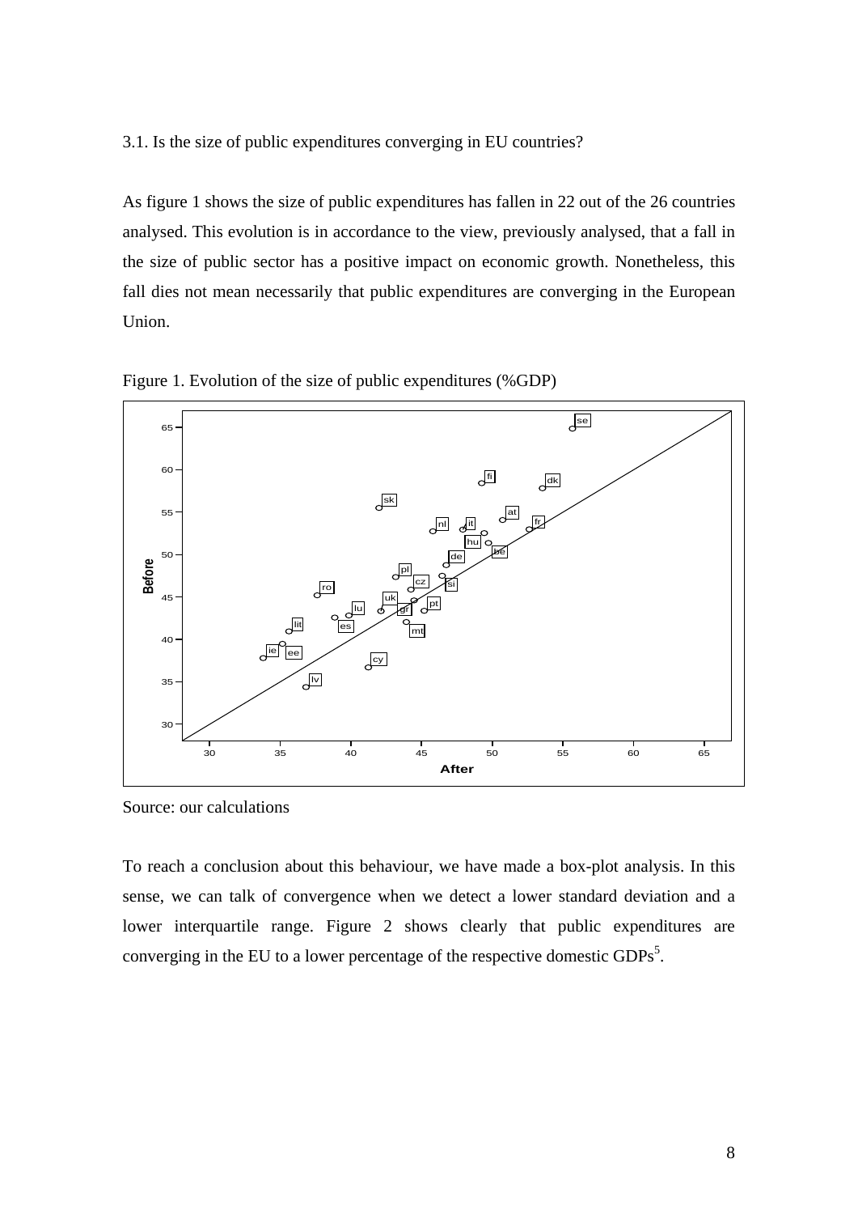3.1. Is the size of public expenditures converging in EU countries?

As figure 1 shows the size of public expenditures has fallen in 22 out of the 26 countries analysed. This evolution is in accordance to the view, previously analysed, that a fall in the size of public sector has a positive impact on economic growth. Nonetheless, this fall dies not mean necessarily that public expenditures are converging in the European Union.

Figure 1. Evolution of the size of public expenditures (%GDP)

Source: our calculations

To reach a conclusion about this behaviour, we have made a box-plot analysis. In this sense, we can talk of convergence when we detect a lower standard deviation and a lower interquartile range. Figure 2 shows clearly that public expenditures are converging in the EU to a lower percentage of the respective domestic GDPs[5].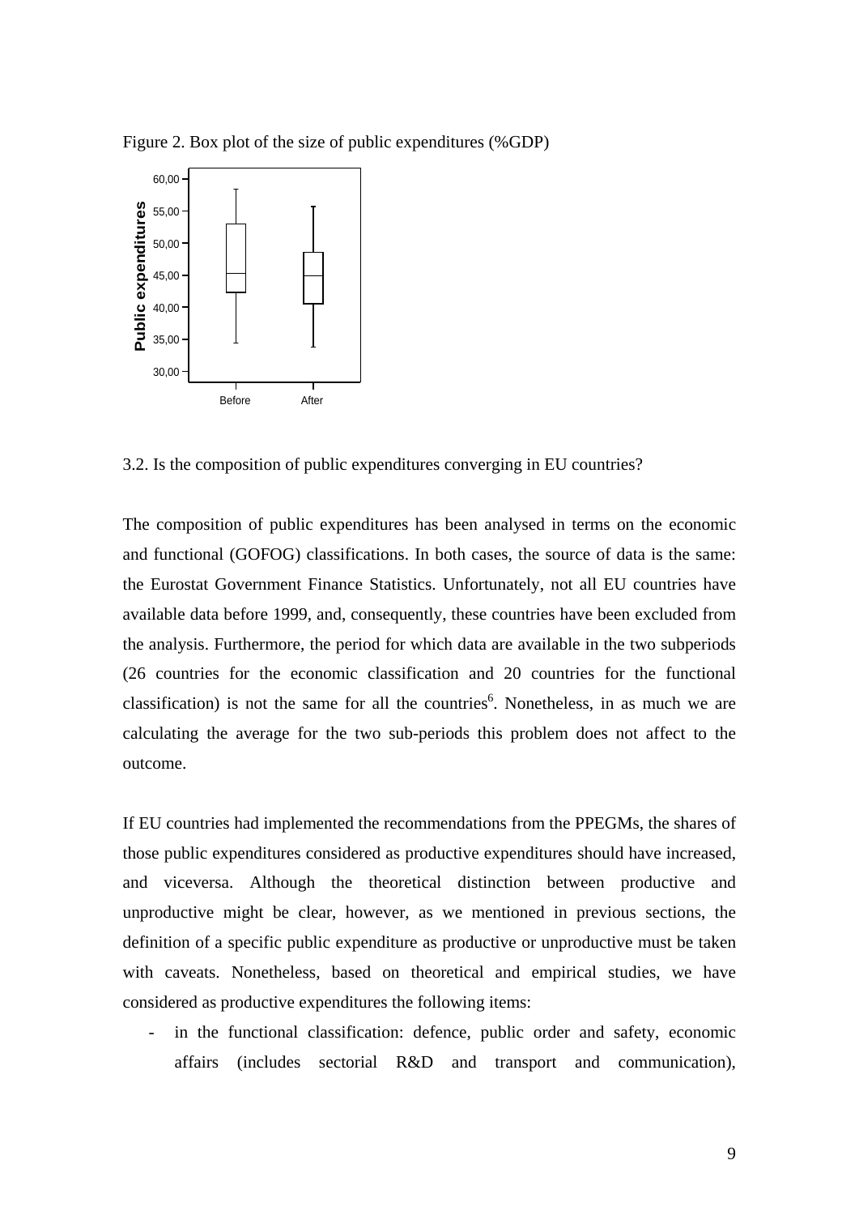Figure 2. Box plot of the size of public expenditures (%GDP)

3.2. Is the composition of public expenditures converging in EU countries?

The composition of public expenditures has been analysed in terms on the economic and functional (GOFOG) classifications. In both cases, the source of data is the same: the Eurostat Government Finance Statistics. Unfortunately, not all EU countries have available data before 1999, and, consequently, these countries have been excluded from the analysis. Furthermore, the period for which data are available in the two subperiods (26 countries for the economic classification and 20 countries for the functional classification) is not the same for all the countries[6]. Nonetheless, in as much we are calculating the average for the two sub-periods this problem does not affect to the outcome.

If EU countries had implemented the recommendations from the PPEGMs, the shares of those public expenditures considered as productive expenditures should have increased, and viceversa. Although the theoretical distinction between productive and unproductive might be clear, however, as we mentioned in previous sections, the definition of a specific public expenditure as productive or unproductive must be taken with caveats. Nonetheless, based on theoretical and empirical studies, we have considered as productive expenditures the following items:

- in the functional classification: defence, public order and safety, economic affairs (includes sectorial R&D and transport and communication),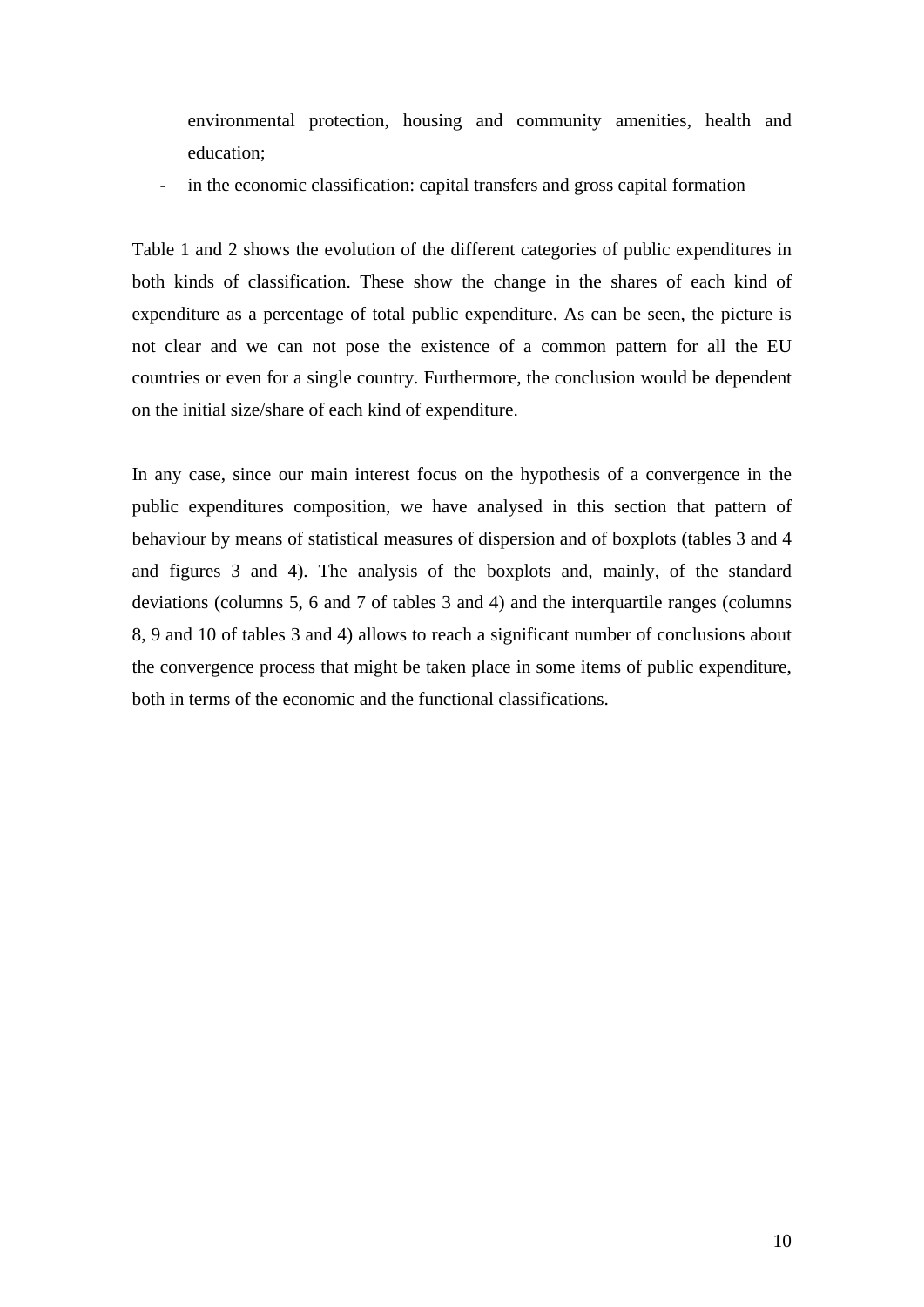environmental protection, housing and community amenities, health and education;

- in the economic classification: capital transfers and gross capital formation

Table 1 and 2 shows the evolution of the different categories of public expenditures in both kinds of classification. These show the change in the shares of each kind of expenditure as a percentage of total public expenditure. As can be seen, the picture is not clear and we can not pose the existence of a common pattern for all the EU countries or even for a single country. Furthermore, the conclusion would be dependent on the initial size/share of each kind of expenditure.

In any case, since our main interest focus on the hypothesis of a convergence in the public expenditures composition, we have analysed in this section that pattern of behaviour by means of statistical measures of dispersion and of boxplots (tables 3 and 4 and figures 3 and 4). The analysis of the boxplots and, mainly, of the standard deviations (columns 5, 6 and 7 of tables 3 and 4) and the interquartile ranges (columns 8, 9 and 10 of tables 3 and 4) allows to reach a significant number of conclusions about the convergence process that might be taken place in some items of public expenditure, both in terms of the economic and the functional classifications.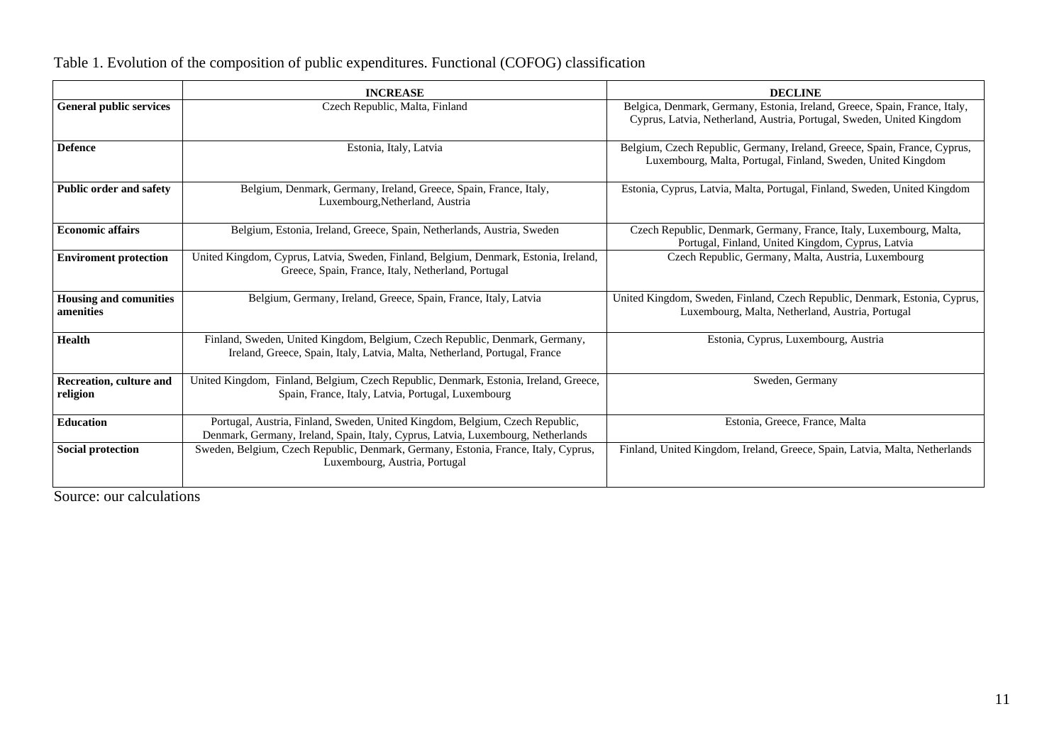Table 1. Evolution of the composition of public expenditures. Functional (COFOG) classification

| | **INCREASE** | **DECLINE** |
|---|---|---|
| **General public services** | Czech Republic, Malta, Finland | Belgica, Denmark, Germany, Estonia, Ireland, Greece, Spain, France, Italy, Cyprus, Latvia, Netherland, Austria, Portugal, Sweden, United Kingdom |
| **Defence** | Estonia, Italy, Latvia | Belgium, Czech Republic, Germany, Ireland, Greece, Spain, France, Cyprus, Luxembourg, Malta, Portugal, Finland, Sweden, United Kingdom |
| **Public order and safety** | Belgium, Denmark, Germany, Ireland, Greece, Spain, France, Italy, Luxembourg,Netherland, Austria | Estonia, Cyprus, Latvia, Malta, Portugal, Finland, Sweden, United Kingdom |
| **Economic affairs** | Belgium, Estonia, Ireland, Greece, Spain, Netherlands, Austria, Sweden | Czech Republic, Denmark, Germany, France, Italy, Luxembourg, Malta, Portugal, Finland, United Kingdom, Cyprus, Latvia |
| **Enviroment protection** | United Kingdom, Cyprus, Latvia, Sweden, Finland, Belgium, Denmark, Estonia, Ireland, Greece, Spain, France, Italy, Netherland, Portugal | Czech Republic, Germany, Malta, Austria, Luxembourg |
| **Housing and comunities amenities** | Belgium, Germany, Ireland, Greece, Spain, France, Italy, Latvia | United Kingdom, Sweden, Finland, Czech Republic, Denmark, Estonia, Cyprus, Luxembourg, Malta, Netherland, Austria, Portugal |
| **Health** | Finland, Sweden, United Kingdom, Belgium, Czech Republic, Denmark, Germany, Ireland, Greece, Spain, Italy, Latvia, Malta, Netherland, Portugal, France | Estonia, Cyprus, Luxembourg, Austria |
| **Recreation, culture and religion** | United Kingdom, Finland, Belgium, Czech Republic, Denmark, Estonia, Ireland, Greece, Spain, France, Italy, Latvia, Portugal, Luxembourg | Sweden, Germany |
| **Education** | Portugal, Austria, Finland, Sweden, United Kingdom, Belgium, Czech Republic, Denmark, Germany, Ireland, Spain, Italy, Cyprus, Latvia, Luxembourg, Netherlands | Estonia, Greece, France, Malta |
| **Social protection** | Sweden, Belgium, Czech Republic, Denmark, Germany, Estonia, France, Italy, Cyprus, Luxembourg, Austria, Portugal | Finland, United Kingdom, Ireland, Greece, Spain, Latvia, Malta, Netherlands |

Source: our calculations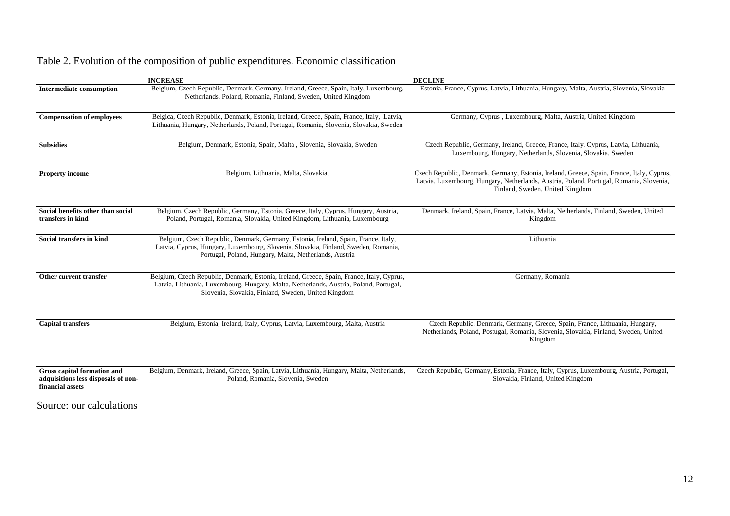Table 2. Evolution of the composition of public expenditures. Economic classification

| | INCREASE | DECLINE |
|---|---|---|
| **Intermediate consumption** | Belgium, Czech Republic, Denmark, Germany, Ireland, Greece, Spain, Italy, Luxembourg, Netherlands, Poland, Romania, Finland, Sweden, United Kingdom | Estonia, France, Cyprus, Latvia, Lithuania, Hungary, Malta, Austria, Slovenia, Slovakia |
| **Compensation of employees** | Belgica, Czech Republic, Denmark, Estonia, Ireland, Greece, Spain, France, Italy, Latvia, Lithuania, Hungary, Netherlands, Poland, Portugal, Romania, Slovenia, Slovakia, Sweden | Germany, Cyprus , Luxembourg, Malta, Austria, United Kingdom |
| **Subsidies** | Belgium, Denmark, Estonia, Spain, Malta , Slovenia, Slovakia, Sweden | Czech Republic, Germany, Ireland, Greece, France, Italy, Cyprus, Latvia, Lithuania, Luxembourg, Hungary, Netherlands, Slovenia, Slovakia, Sweden |
| **Property income** | Belgium, Lithuania, Malta, Slovakia, | Czech Republic, Denmark, Germany, Estonia, Ireland, Greece, Spain, France, Italy, Cyprus, Latvia, Luxembourg, Hungary, Netherlands, Austria, Poland, Portugal, Romania, Slovenia, Finland, Sweden, United Kingdom |
| **Social benefits other than social transfers in kind** | Belgium, Czech Republic, Germany, Estonia, Greece, Italy, Cyprus, Hungary, Austria, Poland, Portugal, Romania, Slovakia, United Kingdom, Lithuania, Luxembourg | Denmark, Ireland, Spain, France, Latvia, Malta, Netherlands, Finland, Sweden, United Kingdom |
| **Social transfers in kind** | Belgium, Czech Republic, Denmark, Germany, Estonia, Ireland, Spain, France, Italy, Latvia, Cyprus, Hungary, Luxembourg, Slovenia, Slovakia, Finland, Sweden, Romania, Portugal, Poland, Hungary, Malta, Netherlands, Austria | Lithuania |
| **Other current transfer** | Belgium, Czech Republic, Denmark, Estonia, Ireland, Greece, Spain, France, Italy, Cyprus, Latvia, Lithuania, Luxembourg, Hungary, Malta, Netherlands, Austria, Poland, Portugal, Slovenia, Slovakia, Finland, Sweden, United Kingdom | Germany, Romania |
| **Capital transfers** | Belgium, Estonia, Ireland, Italy, Cyprus, Latvia, Luxembourg, Malta, Austria | Czech Republic, Denmark, Germany, Greece, Spain, France, Lithuania, Hungary, Netherlands, Poland, Postugal, Romania, Slovenia, Slovakia, Finland, Sweden, United Kingdom |
| **Gross capital formation and adquisitions less disposals of non-financial assets** | Belgium, Denmark, Ireland, Greece, Spain, Latvia, Lithuania, Hungary, Malta, Netherlands, Poland, Romania, Slovenia, Sweden | Czech Republic, Germany, Estonia, France, Italy, Cyprus, Luxembourg, Austria, Portugal, Slovakia, Finland, United Kingdom |

Source: our calculations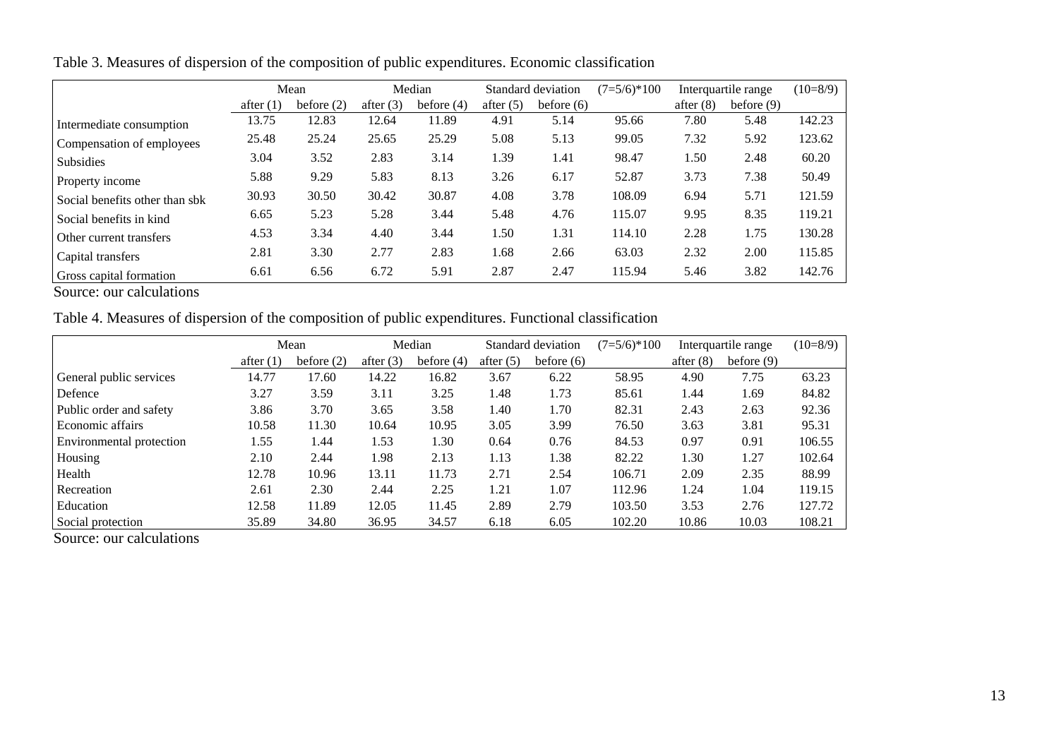Table 3. Measures of dispersion of the composition of public expenditures. Economic classification

| | Mean | | Median | | Standard deviation | | (7=5/6)*100 | Interquartile range | | (10=8/9) |
|---|---|---|---|---|---|---|---|---|---|---|
| | after (1) | before (2) | after (3) | before (4) | after (5) | before (6) | | after (8) | before (9) | |
| Intermediate consumption | 13.75 | 12.83 | 12.64 | 11.89 | 4.91 | 5.14 | 95.66 | 7.80 | 5.48 | 142.23 |
| Compensation of employees | 25.48 | 25.24 | 25.65 | 25.29 | 5.08 | 5.13 | 99.05 | 7.32 | 5.92 | 123.62 |
| Subsidies | 3.04 | 3.52 | 2.83 | 3.14 | 1.39 | 1.41 | 98.47 | 1.50 | 2.48 | 60.20 |
| Property income | 5.88 | 9.29 | 5.83 | 8.13 | 3.26 | 6.17 | 52.87 | 3.73 | 7.38 | 50.49 |
| Social benefits other than sbk | 30.93 | 30.50 | 30.42 | 30.87 | 4.08 | 3.78 | 108.09 | 6.94 | 5.71 | 121.59 |
| Social benefits in kind | 6.65 | 5.23 | 5.28 | 3.44 | 5.48 | 4.76 | 115.07 | 9.95 | 8.35 | 119.21 |
| Other current transfers | 4.53 | 3.34 | 4.40 | 3.44 | 1.50 | 1.31 | 114.10 | 2.28 | 1.75 | 130.28 |
| Capital transfers | 2.81 | 3.30 | 2.77 | 2.83 | 1.68 | 2.66 | 63.03 | 2.32 | 2.00 | 115.85 |
| Gross capital formation | 6.61 | 6.56 | 6.72 | 5.91 | 2.87 | 2.47 | 115.94 | 5.46 | 3.82 | 142.76 |

Source: our calculations

Table 4. Measures of dispersion of the composition of public expenditures. Functional classification

| | Mean | | Median | | Standard deviation | | (7=5/6)*100 | Interquartile range | | (10=8/9) |
|---|---|---|---|---|---|---|---|---|---|---|
| | after (1) | before (2) | after (3) | before (4) | after (5) | before (6) | | after (8) | before (9) | |
| General public services | 14.77 | 17.60 | 14.22 | 16.82 | 3.67 | 6.22 | 58.95 | 4.90 | 7.75 | 63.23 |
| Defence | 3.27 | 3.59 | 3.11 | 3.25 | 1.48 | 1.73 | 85.61 | 1.44 | 1.69 | 84.82 |
| Public order and safety | 3.86 | 3.70 | 3.65 | 3.58 | 1.40 | 1.70 | 82.31 | 2.43 | 2.63 | 92.36 |
| Economic affairs | 10.58 | 11.30 | 10.64 | 10.95 | 3.05 | 3.99 | 76.50 | 3.63 | 3.81 | 95.31 |
| Environmental protection | 1.55 | 1.44 | 1.53 | 1.30 | 0.64 | 0.76 | 84.53 | 0.97 | 0.91 | 106.55 |
| Housing | 2.10 | 2.44 | 1.98 | 2.13 | 1.13 | 1.38 | 82.22 | 1.30 | 1.27 | 102.64 |
| Health | 12.78 | 10.96 | 13.11 | 11.73 | 2.71 | 2.54 | 106.71 | 2.09 | 2.35 | 88.99 |
| Recreation | 2.61 | 2.30 | 2.44 | 2.25 | 1.21 | 1.07 | 112.96 | 1.24 | 1.04 | 119.15 |
| Education | 12.58 | 11.89 | 12.05 | 11.45 | 2.89 | 2.79 | 103.50 | 3.53 | 2.76 | 127.72 |
| Social protection | 35.89 | 34.80 | 36.95 | 34.57 | 6.18 | 6.05 | 102.20 | 10.86 | 10.03 | 108.21 |

Source: our calculations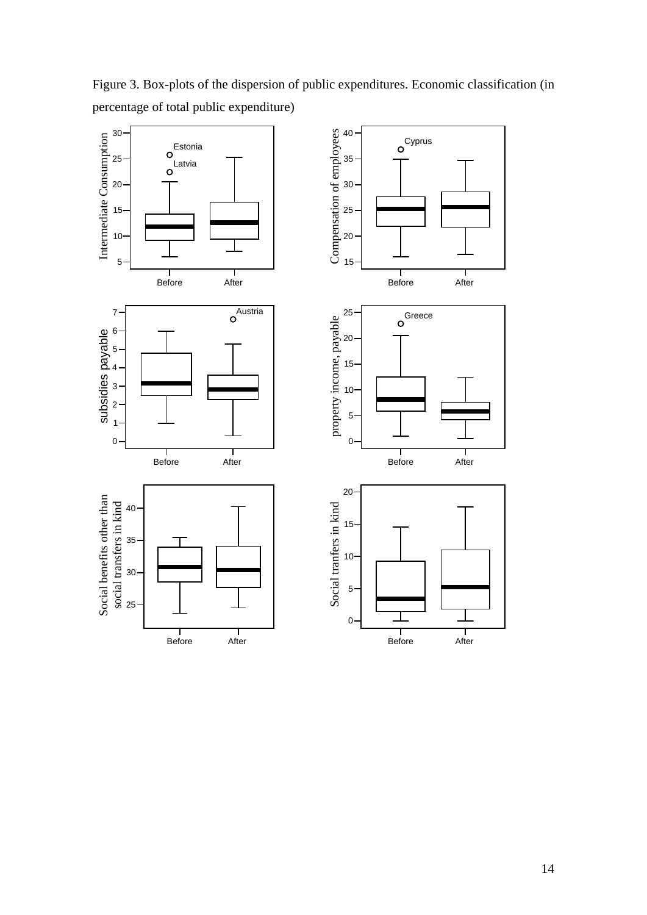Figure 3. Box-plots of the dispersion of public expenditures. Economic classification (in percentage of total public expenditure)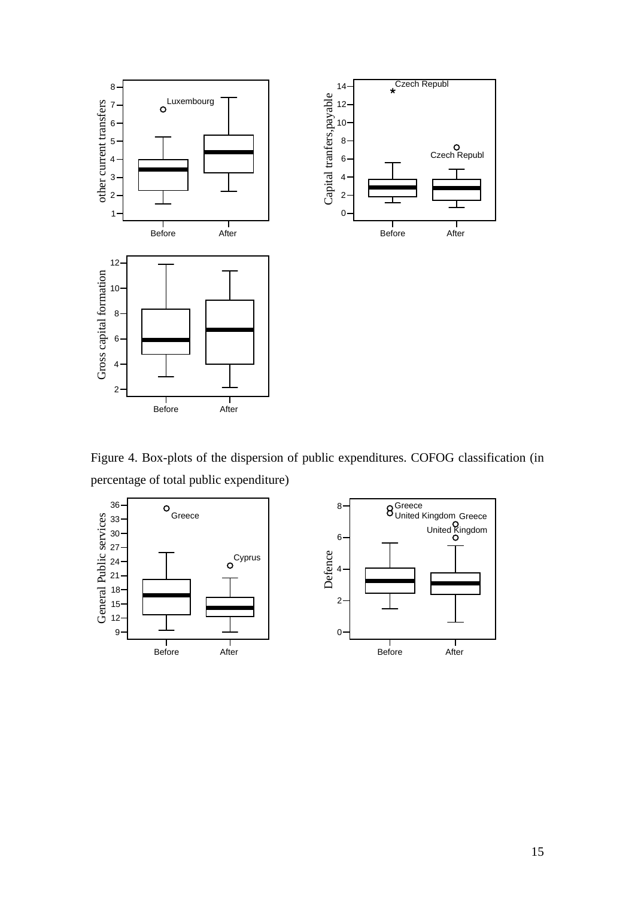Figure 4. Box-plots of the dispersion of public expenditures. COFOG classification (in percentage of total public expenditure)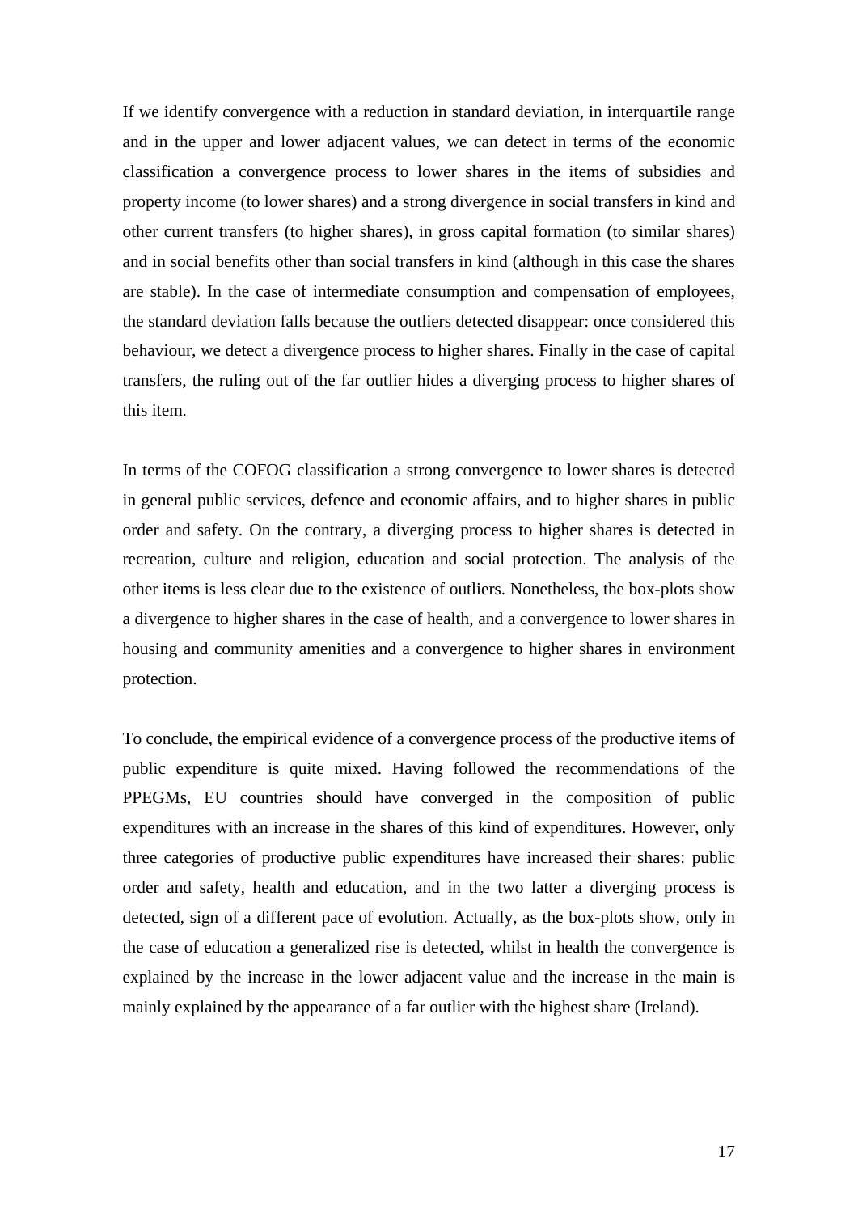If we identify convergence with a reduction in standard deviation, in interquartile range and in the upper and lower adjacent values, we can detect in terms of the economic classification a convergence process to lower shares in the items of subsidies and property income (to lower shares) and a strong divergence in social transfers in kind and other current transfers (to higher shares), in gross capital formation (to similar shares) and in social benefits other than social transfers in kind (although in this case the shares are stable). In the case of intermediate consumption and compensation of employees, the standard deviation falls because the outliers detected disappear: once considered this behaviour, we detect a divergence process to higher shares. Finally in the case of capital transfers, the ruling out of the far outlier hides a diverging process to higher shares of this item.

In terms of the COFOG classification a strong convergence to lower shares is detected in general public services, defence and economic affairs, and to higher shares in public order and safety. On the contrary, a diverging process to higher shares is detected in recreation, culture and religion, education and social protection. The analysis of the other items is less clear due to the existence of outliers. Nonetheless, the box-plots show a divergence to higher shares in the case of health, and a convergence to lower shares in housing and community amenities and a convergence to higher shares in environment protection.

To conclude, the empirical evidence of a convergence process of the productive items of public expenditure is quite mixed. Having followed the recommendations of the PPEGMs, EU countries should have converged in the composition of public expenditures with an increase in the shares of this kind of expenditures. However, only three categories of productive public expenditures have increased their shares: public order and safety, health and education, and in the two latter a diverging process is detected, sign of a different pace of evolution. Actually, as the box-plots show, only in the case of education a generalized rise is detected, whilst in health the convergence is explained by the increase in the lower adjacent value and the increase in the main is mainly explained by the appearance of a far outlier with the highest share (Ireland).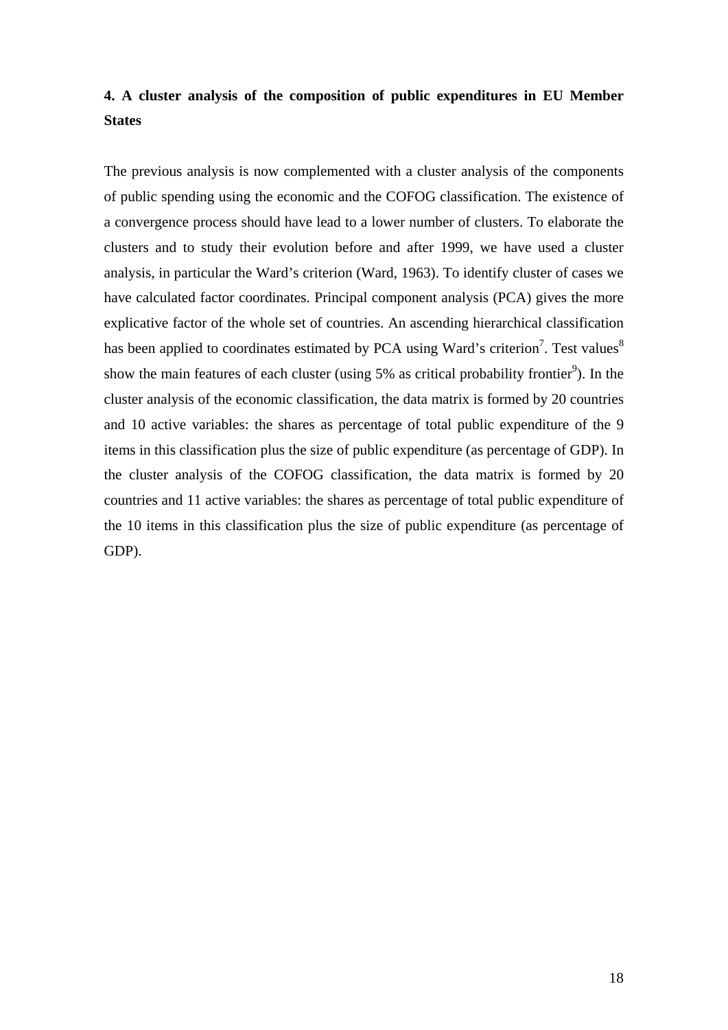## 4. A cluster analysis of the composition of public expenditures in EU Member States

The previous analysis is now complemented with a cluster analysis of the components of public spending using the economic and the COFOG classification. The existence of a convergence process should have lead to a lower number of clusters. To elaborate the clusters and to study their evolution before and after 1999, we have used a cluster analysis, in particular the Ward's criterion (Ward, 1963). To identify cluster of cases we have calculated factor coordinates. Principal component analysis (PCA) gives the more explicative factor of the whole set of countries. An ascending hierarchical classification has been applied to coordinates estimated by PCA using Ward's criterion[7]. Test values[8] show the main features of each cluster (using 5% as critical probability frontier[9]). In the cluster analysis of the economic classification, the data matrix is formed by 20 countries and 10 active variables: the shares as percentage of total public expenditure of the 9 items in this classification plus the size of public expenditure (as percentage of GDP). In the cluster analysis of the COFOG classification, the data matrix is formed by 20 countries and 11 active variables: the shares as percentage of total public expenditure of the 10 items in this classification plus the size of public expenditure (as percentage of GDP).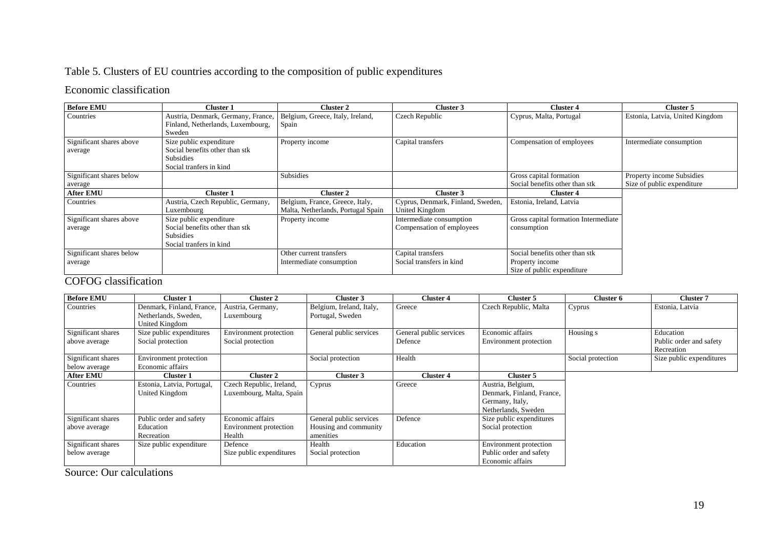Table 5. Clusters of EU countries according to the composition of public expenditures

Economic classification

| Before EMU | Cluster 1 | Cluster 2 | Cluster 3 | Cluster 4 | Cluster 5 |
|---|---|---|---|---|---|
| Countries | Austria, Denmark, Germany, France, Finland, Netherlands, Luxembourg, Sweden | Belgium, Greece, Italy, Ireland, Spain | Czech Republic | Cyprus, Malta, Portugal | Estonia, Latvia, United Kingdom |
| Significant shares above average | Size public expenditure<br>Social benefits other than stk<br>Subsidies<br>Social tranfers in kind | Property income | Capital transfers | Compensation of employees | Intermediate consumption |
| Significant shares below average | | Subsidies | | Gross capital formation<br>Social benefits other than stk | Property income Subsidies<br>Size of public expenditure |
| **After EMU** | **Cluster 1** | **Cluster 2** | **Cluster 3** | **Cluster 4** | |
| Countries | Austria, Czech Republic, Germany, Luxembourg | Belgium, France, Greece, Italy, Malta, Netherlands, Portugal Spain | Cyprus, Denmark, Finland, Sweden, United Kingdom | Estonia, Ireland, Latvia | |
| Significant shares above average | Size public expenditure<br>Social benefits other than stk<br>Subsidies<br>Social tranfers in kind | Property income | Intermediate consumption<br>Compensation of employees | Gross capital formation Intermediate consumption | |
| Significant shares below average | | Other current transfers<br>Intermediate consumption | Capital transfers<br>Social transfers in kind | Social benefits other than stk<br>Property income<br>Size of public expenditure | |

COFOG classification

| Before EMU | Cluster 1 | Cluster 2 | Cluster 3 | Cluster 4 | Cluster 5 | Cluster 6 | Cluster 7 |
|---|---|---|---|---|---|---|---|
| Countries | Denmark, Finland, France, Netherlands, Sweden, United Kingdom | Austria, Germany, Luxembourg | Belgium, Ireland, Italy, Portugal, Sweden | Greece | Czech Republic, Malta | Cyprus | Estonia, Latvia |
| Significant shares above average | Size public expenditures<br>Social protection | Environment protection<br>Social protection | General public services | General public services<br>Defence | Economic affairs<br>Environment protection | Housing s | Education<br>Public order and safety<br>Recreation |
| Significant shares below average | Environment protection<br>Economic affairs | | Social protection | Health | | Social protection | Size public expenditures |
| **After EMU** | **Cluster 1** | **Cluster 2** | **Cluster 3** | **Cluster 4** | **Cluster 5** | | |
| Countries | Estonia, Latvia, Portugal, United Kingdom | Czech Republic, Ireland, Luxembourg, Malta, Spain | Cyprus | Greece | Austria, Belgium, Denmark, Finland, France, Germany, Italy, Netherlands, Sweden | | |
| Significant shares above average | Public order and safety<br>Education<br>Recreation | Economic affairs<br>Environment protection<br>Health | General public services<br>Housing and community amenities | Defence | Size public expenditures<br>Social protection | | |
| Significant shares below average | Size public expenditure | Defence<br>Size public expenditures | Health<br>Social protection | Education | Environment protection<br>Public order and safety<br>Economic affairs | | |

Source: Our calculations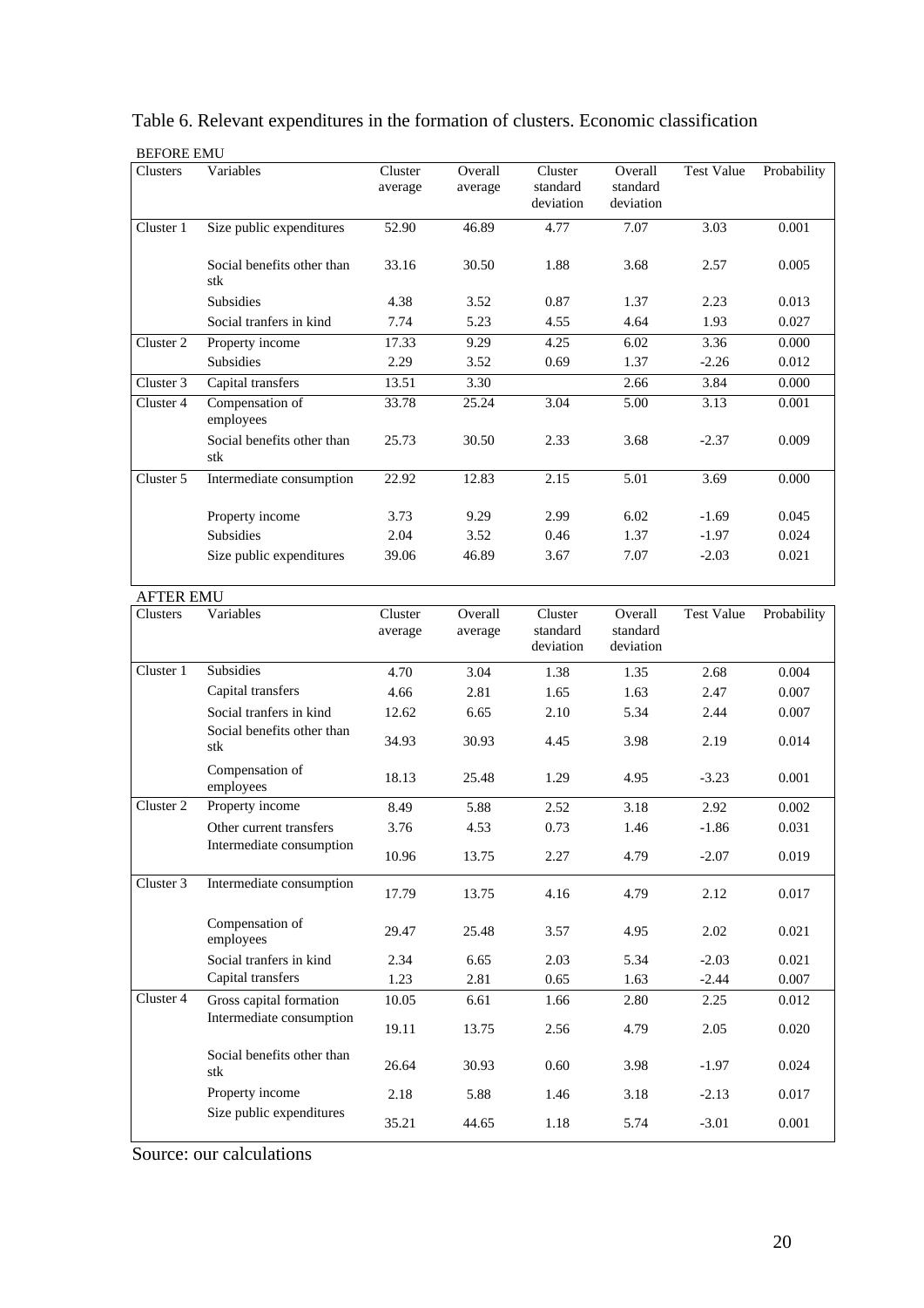# Table 6. Relevant expenditures in the formation of clusters. Economic classification

BEFORE EMU

| Clusters | Variables | Cluster average | Overall average | Cluster standard deviation | Overall standard deviation | Test Value | Probability |
|---|---|---|---|---|---|---|---|
| Cluster 1 | Size public expenditures | 52.90 | 46.89 | 4.77 | 7.07 | 3.03 | 0.001 |
| | Social benefits other than stk | 33.16 | 30.50 | 1.88 | 3.68 | 2.57 | 0.005 |
| | Subsidies | 4.38 | 3.52 | 0.87 | 1.37 | 2.23 | 0.013 |
| | Social tranfers in kind | 7.74 | 5.23 | 4.55 | 4.64 | 1.93 | 0.027 |
| Cluster 2 | Property income | 17.33 | 9.29 | 4.25 | 6.02 | 3.36 | 0.000 |
| | Subsidies | 2.29 | 3.52 | 0.69 | 1.37 | -2.26 | 0.012 |
| Cluster 3 | Capital transfers | 13.51 | 3.30 | | 2.66 | 3.84 | 0.000 |
| Cluster 4 | Compensation of employees | 33.78 | 25.24 | 3.04 | 5.00 | 3.13 | 0.001 |
| | Social benefits other than stk | 25.73 | 30.50 | 2.33 | 3.68 | -2.37 | 0.009 |
| Cluster 5 | Intermediate consumption | 22.92 | 12.83 | 2.15 | 5.01 | 3.69 | 0.000 |
| | Property income | 3.73 | 9.29 | 2.99 | 6.02 | -1.69 | 0.045 |
| | Subsidies | 2.04 | 3.52 | 0.46 | 1.37 | -1.97 | 0.024 |
| | Size public expenditures | 39.06 | 46.89 | 3.67 | 7.07 | -2.03 | 0.021 |

AFTER EMU

| Clusters | Variables | Cluster average | Overall average | Cluster standard deviation | Overall standard deviation | Test Value | Probability |
|---|---|---|---|---|---|---|---|
| Cluster 1 | Subsidies | 4.70 | 3.04 | 1.38 | 1.35 | 2.68 | 0.004 |
| | Capital transfers | 4.66 | 2.81 | 1.65 | 1.63 | 2.47 | 0.007 |
| | Social tranfers in kind | 12.62 | 6.65 | 2.10 | 5.34 | 2.44 | 0.007 |
| | Social benefits other than stk | 34.93 | 30.93 | 4.45 | 3.98 | 2.19 | 0.014 |
| | Compensation of employees | 18.13 | 25.48 | 1.29 | 4.95 | -3.23 | 0.001 |
| Cluster 2 | Property income | 8.49 | 5.88 | 2.52 | 3.18 | 2.92 | 0.002 |
| | Other current transfers | 3.76 | 4.53 | 0.73 | 1.46 | -1.86 | 0.031 |
| | Intermediate consumption | 10.96 | 13.75 | 2.27 | 4.79 | -2.07 | 0.019 |
| Cluster 3 | Intermediate consumption | 17.79 | 13.75 | 4.16 | 4.79 | 2.12 | 0.017 |
| | Compensation of employees | 29.47 | 25.48 | 3.57 | 4.95 | 2.02 | 0.021 |
| | Social tranfers in kind | 2.34 | 6.65 | 2.03 | 5.34 | -2.03 | 0.021 |
| | Capital transfers | 1.23 | 2.81 | 0.65 | 1.63 | -2.44 | 0.007 |
| Cluster 4 | Gross capital formation | 10.05 | 6.61 | 1.66 | 2.80 | 2.25 | 0.012 |
| | Intermediate consumption | 19.11 | 13.75 | 2.56 | 4.79 | 2.05 | 0.020 |
| | Social benefits other than stk | 26.64 | 30.93 | 0.60 | 3.98 | -1.97 | 0.024 |
| | Property income | 2.18 | 5.88 | 1.46 | 3.18 | -2.13 | 0.017 |
| | Size public expenditures | 35.21 | 44.65 | 1.18 | 5.74 | -3.01 | 0.001 |

Source: our calculations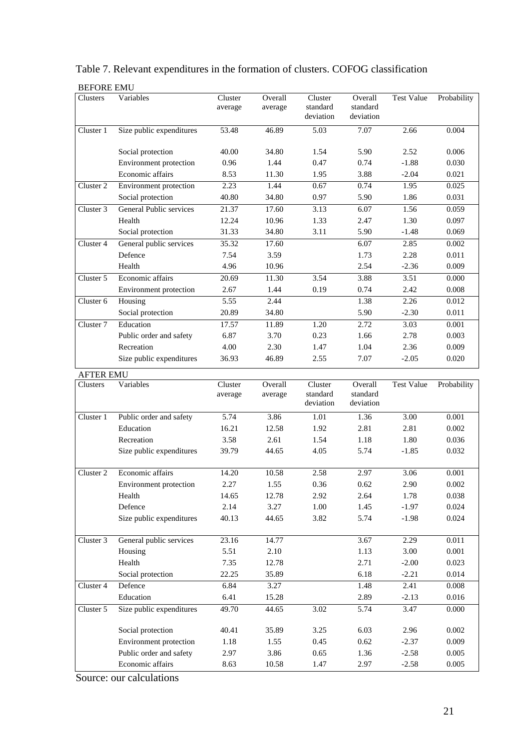Table 7. Relevant expenditures in the formation of clusters. COFOG classification

BEFORE EMU

| Clusters | Variables | Cluster average | Overall average | Cluster standard deviation | Overall standard deviation | Test Value | Probability |
|---|---|---|---|---|---|---|---|
| Cluster 1 | Size public expenditures | 53.48 | 46.89 | 5.03 | 7.07 | 2.66 | 0.004 |
| | Social protection | 40.00 | 34.80 | 1.54 | 5.90 | 2.52 | 0.006 |
| | Environment protection | 0.96 | 1.44 | 0.47 | 0.74 | -1.88 | 0.030 |
| | Economic affairs | 8.53 | 11.30 | 1.95 | 3.88 | -2.04 | 0.021 |
| Cluster 2 | Environment protection | 2.23 | 1.44 | 0.67 | 0.74 | 1.95 | 0.025 |
| | Social protection | 40.80 | 34.80 | 0.97 | 5.90 | 1.86 | 0.031 |
| Cluster 3 | General Public services | 21.37 | 17.60 | 3.13 | 6.07 | 1.56 | 0.059 |
| | Health | 12.24 | 10.96 | 1.33 | 2.47 | 1.30 | 0.097 |
| | Social protection | 31.33 | 34.80 | 3.11 | 5.90 | -1.48 | 0.069 |
| Cluster 4 | General public services | 35.32 | 17.60 | | 6.07 | 2.85 | 0.002 |
| | Defence | 7.54 | 3.59 | | 1.73 | 2.28 | 0.011 |
| | Health | 4.96 | 10.96 | | 2.54 | -2.36 | 0.009 |
| Cluster 5 | Economic affairs | 20.69 | 11.30 | 3.54 | 3.88 | 3.51 | 0.000 |
| | Environment protection | 2.67 | 1.44 | 0.19 | 0.74 | 2.42 | 0.008 |
| Cluster 6 | Housing | 5.55 | 2.44 | | 1.38 | 2.26 | 0.012 |
| | Social protection | 20.89 | 34.80 | | 5.90 | -2.30 | 0.011 |
| Cluster 7 | Education | 17.57 | 11.89 | 1.20 | 2.72 | 3.03 | 0.001 |
| | Public order and safety | 6.87 | 3.70 | 0.23 | 1.66 | 2.78 | 0.003 |
| | Recreation | 4.00 | 2.30 | 1.47 | 1.04 | 2.36 | 0.009 |
| | Size public expenditures | 36.93 | 46.89 | 2.55 | 7.07 | -2.05 | 0.020 |

AFTER EMU

| Clusters | Variables | Cluster average | Overall average | Cluster standard deviation | Overall standard deviation | Test Value | Probability |
|---|---|---|---|---|---|---|---|
| Cluster 1 | Public order and safety | 5.74 | 3.86 | 1.01 | 1.36 | 3.00 | 0.001 |
| | Education | 16.21 | 12.58 | 1.92 | 2.81 | 2.81 | 0.002 |
| | Recreation | 3.58 | 2.61 | 1.54 | 1.18 | 1.80 | 0.036 |
| | Size public expenditures | 39.79 | 44.65 | 4.05 | 5.74 | -1.85 | 0.032 |
| Cluster 2 | Economic affairs | 14.20 | 10.58 | 2.58 | 2.97 | 3.06 | 0.001 |
| | Environment protection | 2.27 | 1.55 | 0.36 | 0.62 | 2.90 | 0.002 |
| | Health | 14.65 | 12.78 | 2.92 | 2.64 | 1.78 | 0.038 |
| | Defence | 2.14 | 3.27 | 1.00 | 1.45 | -1.97 | 0.024 |
| | Size public expenditures | 40.13 | 44.65 | 3.82 | 5.74 | -1.98 | 0.024 |
| Cluster 3 | General public services | 23.16 | 14.77 | | 3.67 | 2.29 | 0.011 |
| | Housing | 5.51 | 2.10 | | 1.13 | 3.00 | 0.001 |
| | Health | 7.35 | 12.78 | | 2.71 | -2.00 | 0.023 |
| | Social protection | 22.25 | 35.89 | | 6.18 | -2.21 | 0.014 |
| Cluster 4 | Defence | 6.84 | 3.27 | | 1.48 | 2.41 | 0.008 |
| | Education | 6.41 | 15.28 | | 2.89 | -2.13 | 0.016 |
| Cluster 5 | Size public expenditures | 49.70 | 44.65 | 3.02 | 5.74 | 3.47 | 0.000 |
| | Social protection | 40.41 | 35.89 | 3.25 | 6.03 | 2.96 | 0.002 |
| | Environment protection | 1.18 | 1.55 | 0.45 | 0.62 | -2.37 | 0.009 |
| | Public order and safety | 2.97 | 3.86 | 0.65 | 1.36 | -2.58 | 0.005 |
| | Economic affairs | 8.63 | 10.58 | 1.47 | 2.97 | -2.58 | 0.005 |

Source: our calculations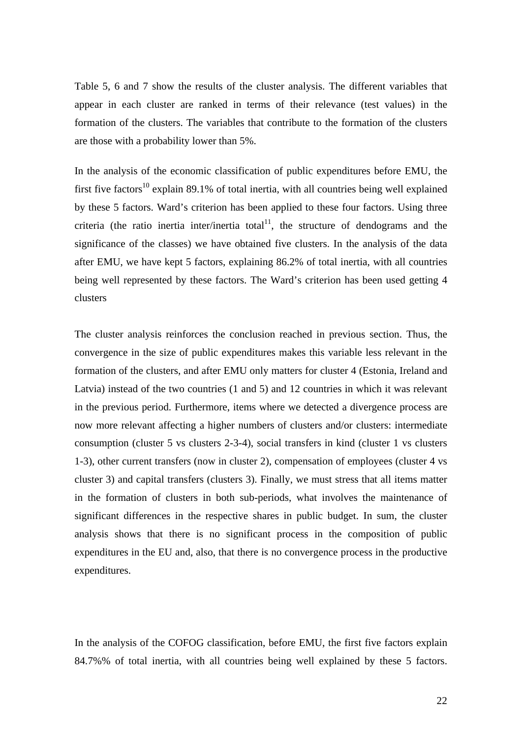Table 5, 6 and 7 show the results of the cluster analysis. The different variables that appear in each cluster are ranked in terms of their relevance (test values) in the formation of the clusters. The variables that contribute to the formation of the clusters are those with a probability lower than 5%.

In the analysis of the economic classification of public expenditures before EMU, the first five factors[10] explain 89.1% of total inertia, with all countries being well explained by these 5 factors. Ward's criterion has been applied to these four factors. Using three criteria (the ratio inertia inter/inertia total[11], the structure of dendograms and the significance of the classes) we have obtained five clusters. In the analysis of the data after EMU, we have kept 5 factors, explaining 86.2% of total inertia, with all countries being well represented by these factors. The Ward's criterion has been used getting 4 clusters

The cluster analysis reinforces the conclusion reached in previous section. Thus, the convergence in the size of public expenditures makes this variable less relevant in the formation of the clusters, and after EMU only matters for cluster 4 (Estonia, Ireland and Latvia) instead of the two countries (1 and 5) and 12 countries in which it was relevant in the previous period. Furthermore, items where we detected a divergence process are now more relevant affecting a higher numbers of clusters and/or clusters: intermediate consumption (cluster 5 vs clusters 2-3-4), social transfers in kind (cluster 1 vs clusters 1-3), other current transfers (now in cluster 2), compensation of employees (cluster 4 vs cluster 3) and capital transfers (clusters 3). Finally, we must stress that all items matter in the formation of clusters in both sub-periods, what involves the maintenance of significant differences in the respective shares in public budget. In sum, the cluster analysis shows that there is no significant process in the composition of public expenditures in the EU and, also, that there is no convergence process in the productive expenditures.

In the analysis of the COFOG classification, before EMU, the first five factors explain 84.7%% of total inertia, with all countries being well explained by these 5 factors.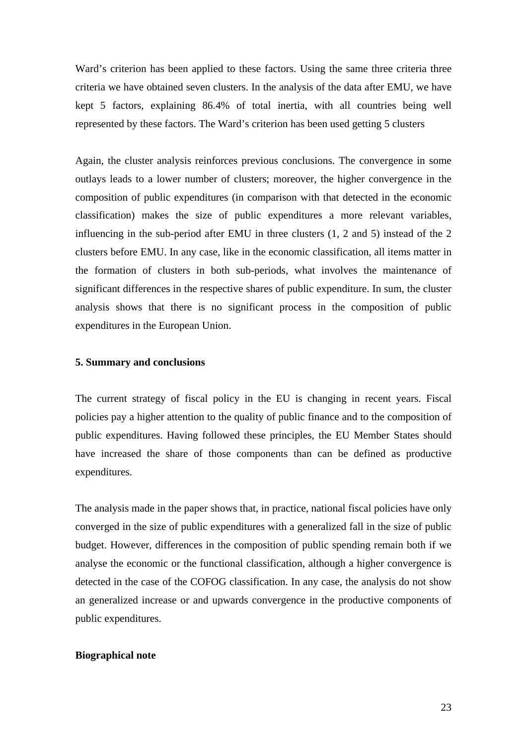Ward's criterion has been applied to these factors. Using the same three criteria three criteria we have obtained seven clusters. In the analysis of the data after EMU, we have kept 5 factors, explaining 86.4% of total inertia, with all countries being well represented by these factors. The Ward's criterion has been used getting 5 clusters

Again, the cluster analysis reinforces previous conclusions. The convergence in some outlays leads to a lower number of clusters; moreover, the higher convergence in the composition of public expenditures (in comparison with that detected in the economic classification) makes the size of public expenditures a more relevant variables, influencing in the sub-period after EMU in three clusters (1, 2 and 5) instead of the 2 clusters before EMU. In any case, like in the economic classification, all items matter in the formation of clusters in both sub-periods, what involves the maintenance of significant differences in the respective shares of public expenditure. In sum, the cluster analysis shows that there is no significant process in the composition of public expenditures in the European Union.

**5. Summary and conclusions**

The current strategy of fiscal policy in the EU is changing in recent years. Fiscal policies pay a higher attention to the quality of public finance and to the composition of public expenditures. Having followed these principles, the EU Member States should have increased the share of those components than can be defined as productive expenditures.

The analysis made in the paper shows that, in practice, national fiscal policies have only converged in the size of public expenditures with a generalized fall in the size of public budget. However, differences in the composition of public spending remain both if we analyse the economic or the functional classification, although a higher convergence is detected in the case of the COFOG classification. In any case, the analysis do not show an generalized increase or and upwards convergence in the productive components of public expenditures.

**Biographical note**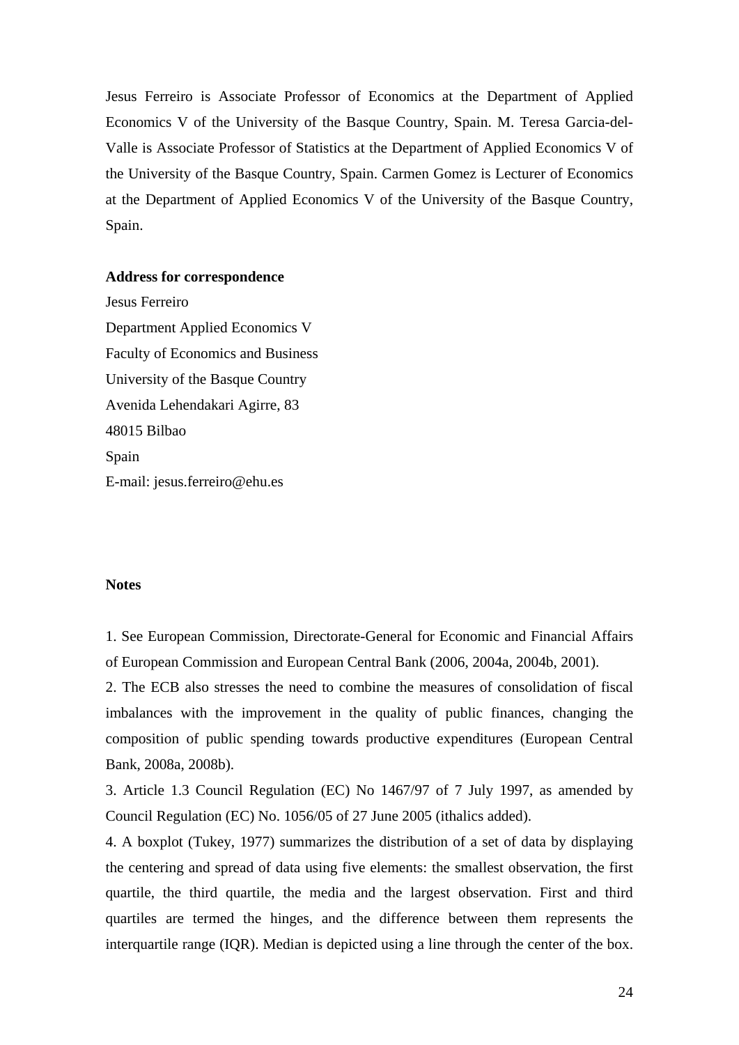Jesus Ferreiro is Associate Professor of Economics at the Department of Applied Economics V of the University of the Basque Country, Spain. M. Teresa Garcia-del-Valle is Associate Professor of Statistics at the Department of Applied Economics V of the University of the Basque Country, Spain. Carmen Gomez is Lecturer of Economics at the Department of Applied Economics V of the University of the Basque Country, Spain.

**Address for correspondence**

Jesus Ferreiro
Department Applied Economics V
Faculty of Economics and Business
University of the Basque Country
Avenida Lehendakari Agirre, 83
48015 Bilbao
Spain
E-mail: jesus.ferreiro@ehu.es

**Notes**

1. See European Commission, Directorate-General for Economic and Financial Affairs of European Commission and European Central Bank (2006, 2004a, 2004b, 2001).
2. The ECB also stresses the need to combine the measures of consolidation of fiscal imbalances with the improvement in the quality of public finances, changing the composition of public spending towards productive expenditures (European Central Bank, 2008a, 2008b).
3. Article 1.3 Council Regulation (EC) No 1467/97 of 7 July 1997, as amended by Council Regulation (EC) No. 1056/05 of 27 June 2005 (ithalics added).
4. A boxplot (Tukey, 1977) summarizes the distribution of a set of data by displaying the centering and spread of data using five elements: the smallest observation, the first quartile, the third quartile, the media and the largest observation. First and third quartiles are termed the hinges, and the difference between them represents the interquartile range (IQR). Median is depicted using a line through the center of the box.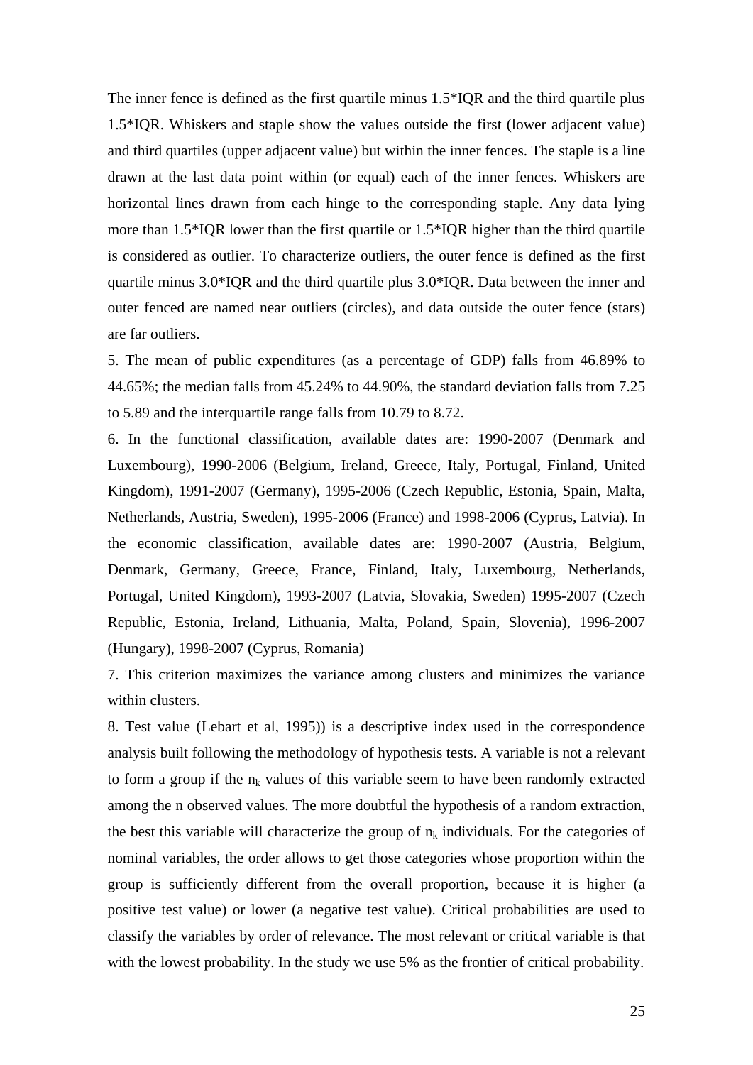The inner fence is defined as the first quartile minus 1.5*IQR and the third quartile plus 1.5*IQR. Whiskers and staple show the values outside the first (lower adjacent value) and third quartiles (upper adjacent value) but within the inner fences. The staple is a line drawn at the last data point within (or equal) each of the inner fences. Whiskers are horizontal lines drawn from each hinge to the corresponding staple. Any data lying more than 1.5*IQR lower than the first quartile or 1.5*IQR higher than the third quartile is considered as outlier. To characterize outliers, the outer fence is defined as the first quartile minus 3.0*IQR and the third quartile plus 3.0*IQR. Data between the inner and outer fenced are named near outliers (circles), and data outside the outer fence (stars) are far outliers.

5. The mean of public expenditures (as a percentage of GDP) falls from 46.89% to 44.65%; the median falls from 45.24% to 44.90%, the standard deviation falls from 7.25 to 5.89 and the interquartile range falls from 10.79 to 8.72.

6. In the functional classification, available dates are: 1990-2007 (Denmark and Luxembourg), 1990-2006 (Belgium, Ireland, Greece, Italy, Portugal, Finland, United Kingdom), 1991-2007 (Germany), 1995-2006 (Czech Republic, Estonia, Spain, Malta, Netherlands, Austria, Sweden), 1995-2006 (France) and 1998-2006 (Cyprus, Latvia). In the economic classification, available dates are: 1990-2007 (Austria, Belgium, Denmark, Germany, Greece, France, Finland, Italy, Luxembourg, Netherlands, Portugal, United Kingdom), 1993-2007 (Latvia, Slovakia, Sweden) 1995-2007 (Czech Republic, Estonia, Ireland, Lithuania, Malta, Poland, Spain, Slovenia), 1996-2007 (Hungary), 1998-2007 (Cyprus, Romania)

7. This criterion maximizes the variance among clusters and minimizes the variance within clusters.

8. Test value (Lebart et al, 1995)) is a descriptive index used in the correspondence analysis built following the methodology of hypothesis tests. A variable is not a relevant to form a group if the $n_k$ values of this variable seem to have been randomly extracted among the n observed values. The more doubtful the hypothesis of a random extraction, the best this variable will characterize the group of $n_k$ individuals. For the categories of nominal variables, the order allows to get those categories whose proportion within the group is sufficiently different from the overall proportion, because it is higher (a positive test value) or lower (a negative test value). Critical probabilities are used to classify the variables by order of relevance. The most relevant or critical variable is that with the lowest probability. In the study we use 5% as the frontier of critical probability.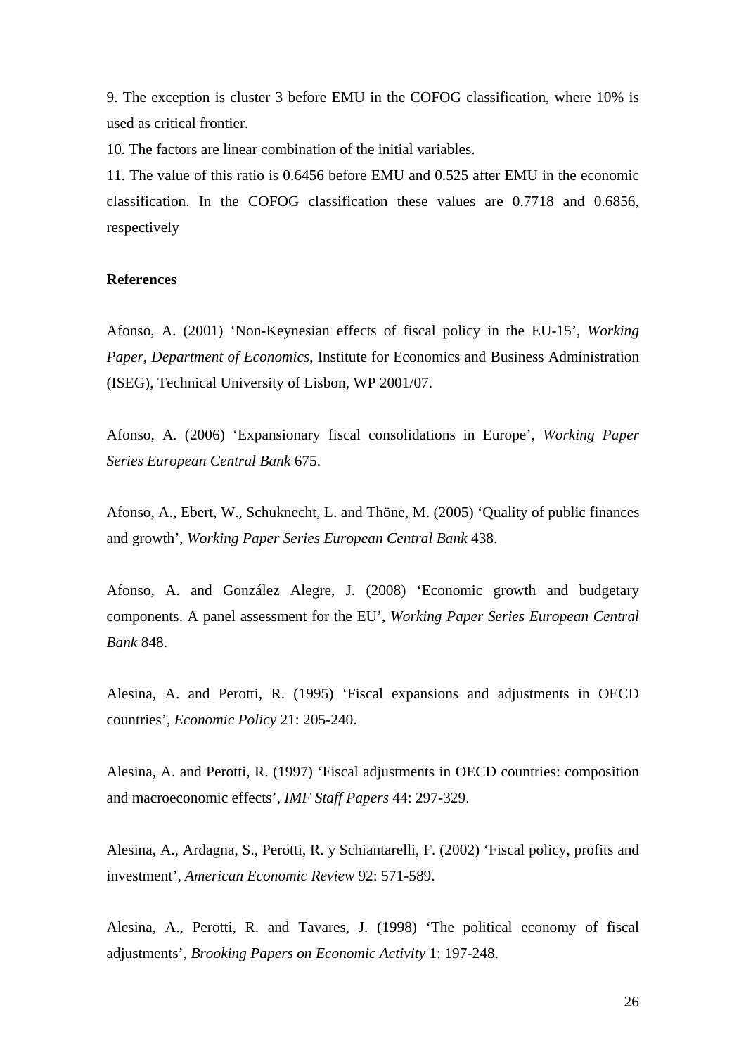9. The exception is cluster 3 before EMU in the COFOG classification, where 10% is used as critical frontier.

10. The factors are linear combination of the initial variables.

11. The value of this ratio is 0.6456 before EMU and 0.525 after EMU in the economic classification. In the COFOG classification these values are 0.7718 and 0.6856, respectively

**References**

Afonso, A. (2001) 'Non-Keynesian effects of fiscal policy in the EU-15', *Working Paper, Department of Economics*, Institute for Economics and Business Administration (ISEG), Technical University of Lisbon, WP 2001/07.

Afonso, A. (2006) 'Expansionary fiscal consolidations in Europe', *Working Paper Series European Central Bank* 675.

Afonso, A., Ebert, W., Schuknecht, L. and Thöne, M. (2005) 'Quality of public finances and growth', *Working Paper Series European Central Bank* 438.

Afonso, A. and González Alegre, J. (2008) 'Economic growth and budgetary components. A panel assessment for the EU', *Working Paper Series European Central Bank* 848.

Alesina, A. and Perotti, R. (1995) 'Fiscal expansions and adjustments in OECD countries', *Economic Policy* 21: 205-240.

Alesina, A. and Perotti, R. (1997) 'Fiscal adjustments in OECD countries: composition and macroeconomic effects', *IMF Staff Papers* 44: 297-329.

Alesina, A., Ardagna, S., Perotti, R. y Schiantarelli, F. (2002) 'Fiscal policy, profits and investment', *American Economic Review* 92: 571-589.

Alesina, A., Perotti, R. and Tavares, J. (1998) 'The political economy of fiscal adjustments', *Brooking Papers on Economic Activity* 1: 197-248.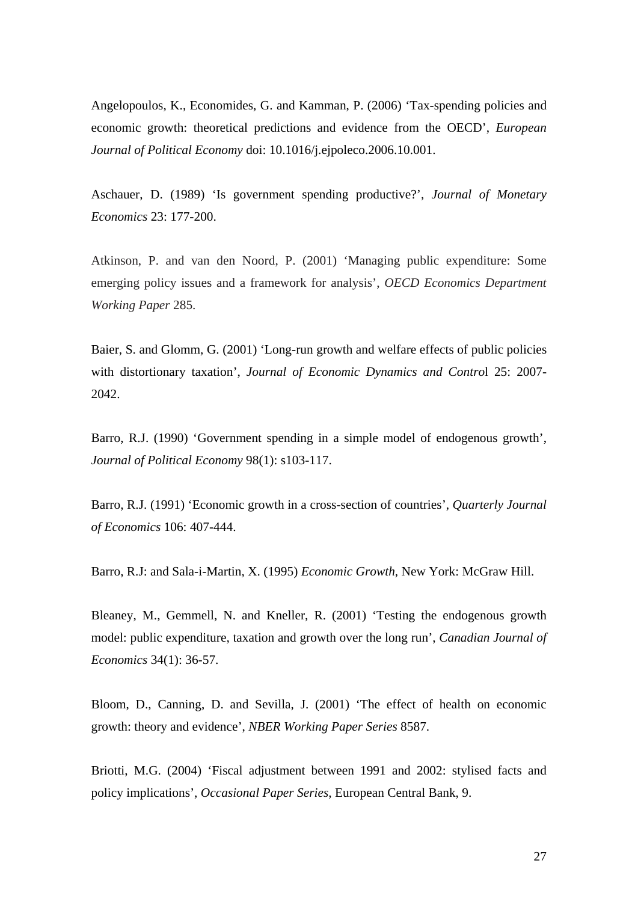Angelopoulos, K., Economides, G. and Kamman, P. (2006) 'Tax-spending policies and economic growth: theoretical predictions and evidence from the OECD', *European Journal of Political Economy* doi: 10.1016/j.ejpoleco.2006.10.001.

Aschauer, D. (1989) 'Is government spending productive?', *Journal of Monetary Economics* 23: 177-200.

Atkinson, P. and van den Noord, P. (2001) 'Managing public expenditure: Some emerging policy issues and a framework for analysis', *OECD Economics Department Working Paper* 285.

Baier, S. and Glomm, G. (2001) 'Long-run growth and welfare effects of public policies with distortionary taxation', *Journal of Economic Dynamics and Contro*l 25: 2007-2042.

Barro, R.J. (1990) 'Government spending in a simple model of endogenous growth', *Journal of Political Economy* 98(1): s103-117.

Barro, R.J. (1991) 'Economic growth in a cross-section of countries', *Quarterly Journal of Economics* 106: 407-444.

Barro, R.J: and Sala-i-Martin, X. (1995) *Economic Growth*, New York: McGraw Hill.

Bleaney, M., Gemmell, N. and Kneller, R. (2001) 'Testing the endogenous growth model: public expenditure, taxation and growth over the long run', *Canadian Journal of Economics* 34(1): 36-57.

Bloom, D., Canning, D. and Sevilla, J. (2001) 'The effect of health on economic growth: theory and evidence', *NBER Working Paper Series* 8587.

Briotti, M.G. (2004) 'Fiscal adjustment between 1991 and 2002: stylised facts and policy implications', *Occasional Paper Series*, European Central Bank, 9.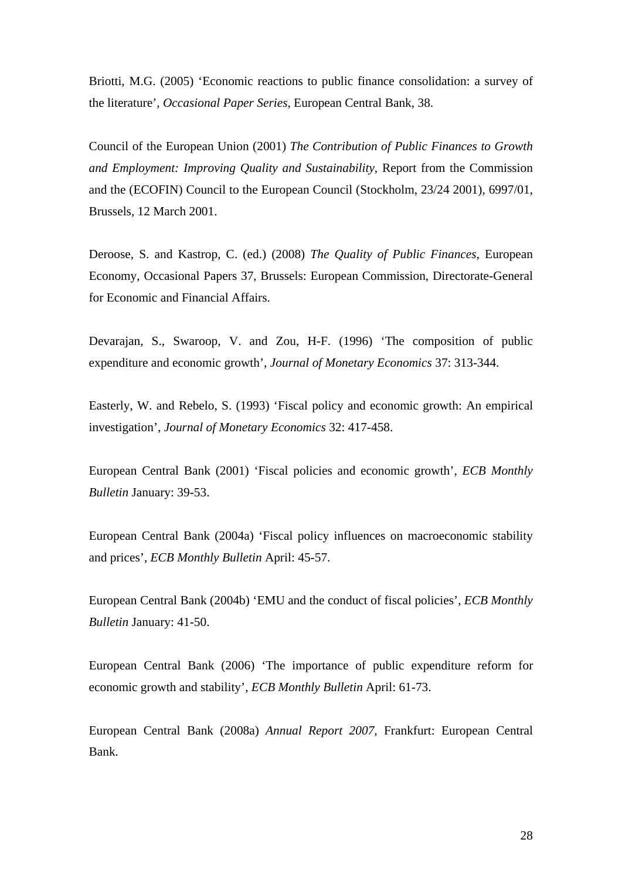Briotti, M.G. (2005) 'Economic reactions to public finance consolidation: a survey of the literature', *Occasional Paper Series*, European Central Bank, 38.

Council of the European Union (2001) *The Contribution of Public Finances to Growth and Employment: Improving Quality and Sustainability*, Report from the Commission and the (ECOFIN) Council to the European Council (Stockholm, 23/24 2001), 6997/01, Brussels, 12 March 2001.

Deroose, S. and Kastrop, C. (ed.) (2008) *The Quality of Public Finances*, European Economy, Occasional Papers 37, Brussels: European Commission, Directorate-General for Economic and Financial Affairs.

Devarajan, S., Swaroop, V. and Zou, H-F. (1996) 'The composition of public expenditure and economic growth', *Journal of Monetary Economics* 37: 313-344.

Easterly, W. and Rebelo, S. (1993) 'Fiscal policy and economic growth: An empirical investigation', *Journal of Monetary Economics* 32: 417-458.

European Central Bank (2001) 'Fiscal policies and economic growth', *ECB Monthly Bulletin* January: 39-53.

European Central Bank (2004a) 'Fiscal policy influences on macroeconomic stability and prices', *ECB Monthly Bulletin* April: 45-57.

European Central Bank (2004b) 'EMU and the conduct of fiscal policies', *ECB Monthly Bulletin* January: 41-50.

European Central Bank (2006) 'The importance of public expenditure reform for economic growth and stability', *ECB Monthly Bulletin* April: 61-73.

European Central Bank (2008a) *Annual Report 2007*, Frankfurt: European Central Bank.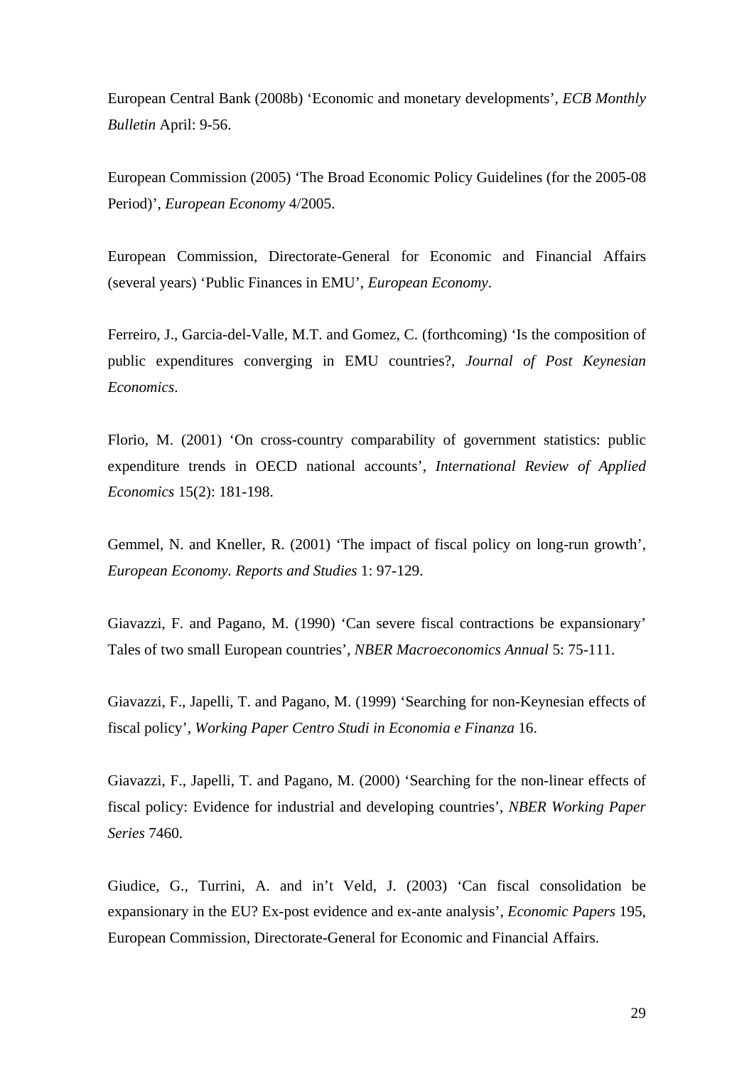European Central Bank (2008b) ‘Economic and monetary developments’, *ECB Monthly Bulletin* April: 9-56.

European Commission (2005) ‘The Broad Economic Policy Guidelines (for the 2005-08 Period)’, *European Economy* 4/2005.

European Commission, Directorate-General for Economic and Financial Affairs (several years) ‘Public Finances in EMU’, *European Economy*.

Ferreiro, J., Garcia-del-Valle, M.T. and Gomez, C. (forthcoming) ‘Is the composition of public expenditures converging in EMU countries?, *Journal of Post Keynesian Economics*.

Florio, M. (2001) ‘On cross-country comparability of government statistics: public expenditure trends in OECD national accounts’, *International Review of Applied Economics* 15(2): 181-198.

Gemmel, N. and Kneller, R. (2001) ‘The impact of fiscal policy on long-run growth’, *European Economy. Reports and Studies* 1: 97-129.

Giavazzi, F. and Pagano, M. (1990) ‘Can severe fiscal contractions be expansionary’ Tales of two small European countries’, *NBER Macroeconomics Annual* 5: 75-111.

Giavazzi, F., Japelli, T. and Pagano, M. (1999) ‘Searching for non-Keynesian effects of fiscal policy’, *Working Paper Centro Studi in Economia e Finanza* 16.

Giavazzi, F., Japelli, T. and Pagano, M. (2000) ‘Searching for the non-linear effects of fiscal policy: Evidence for industrial and developing countries’, *NBER Working Paper Series* 7460.

Giudice, G., Turrini, A. and in’t Veld, J. (2003) ‘Can fiscal consolidation be expansionary in the EU? Ex-post evidence and ex-ante analysis’, *Economic Papers* 195, European Commission, Directorate-General for Economic and Financial Affairs.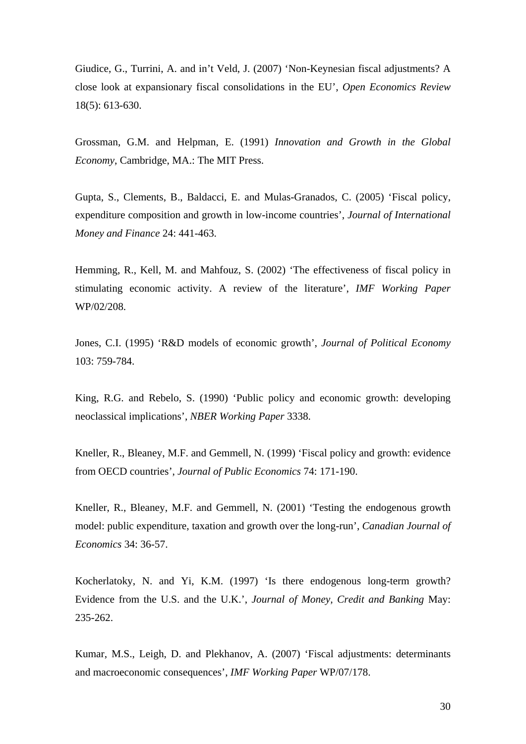Giudice, G., Turrini, A. and in't Veld, J. (2007) 'Non-Keynesian fiscal adjustments? A close look at expansionary fiscal consolidations in the EU', *Open Economics Review* 18(5): 613-630.

Grossman, G.M. and Helpman, E. (1991) *Innovation and Growth in the Global Economy*, Cambridge, MA.: The MIT Press.

Gupta, S., Clements, B., Baldacci, E. and Mulas-Granados, C. (2005) 'Fiscal policy, expenditure composition and growth in low-income countries', *Journal of International Money and Finance* 24: 441-463.

Hemming, R., Kell, M. and Mahfouz, S. (2002) 'The effectiveness of fiscal policy in stimulating economic activity. A review of the literature', *IMF Working Paper* WP/02/208.

Jones, C.I. (1995) 'R&D models of economic growth', *Journal of Political Economy* 103: 759-784.

King, R.G. and Rebelo, S. (1990) 'Public policy and economic growth: developing neoclassical implications', *NBER Working Paper* 3338.

Kneller, R., Bleaney, M.F. and Gemmell, N. (1999) 'Fiscal policy and growth: evidence from OECD countries', *Journal of Public Economics* 74: 171-190.

Kneller, R., Bleaney, M.F. and Gemmell, N. (2001) 'Testing the endogenous growth model: public expenditure, taxation and growth over the long-run', *Canadian Journal of Economics* 34: 36-57.

Kocherlatoky, N. and Yi, K.M. (1997) 'Is there endogenous long-term growth? Evidence from the U.S. and the U.K.', *Journal of Money, Credit and Banking* May: 235-262.

Kumar, M.S., Leigh, D. and Plekhanov, A. (2007) 'Fiscal adjustments: determinants and macroeconomic consequences', *IMF Working Paper* WP/07/178.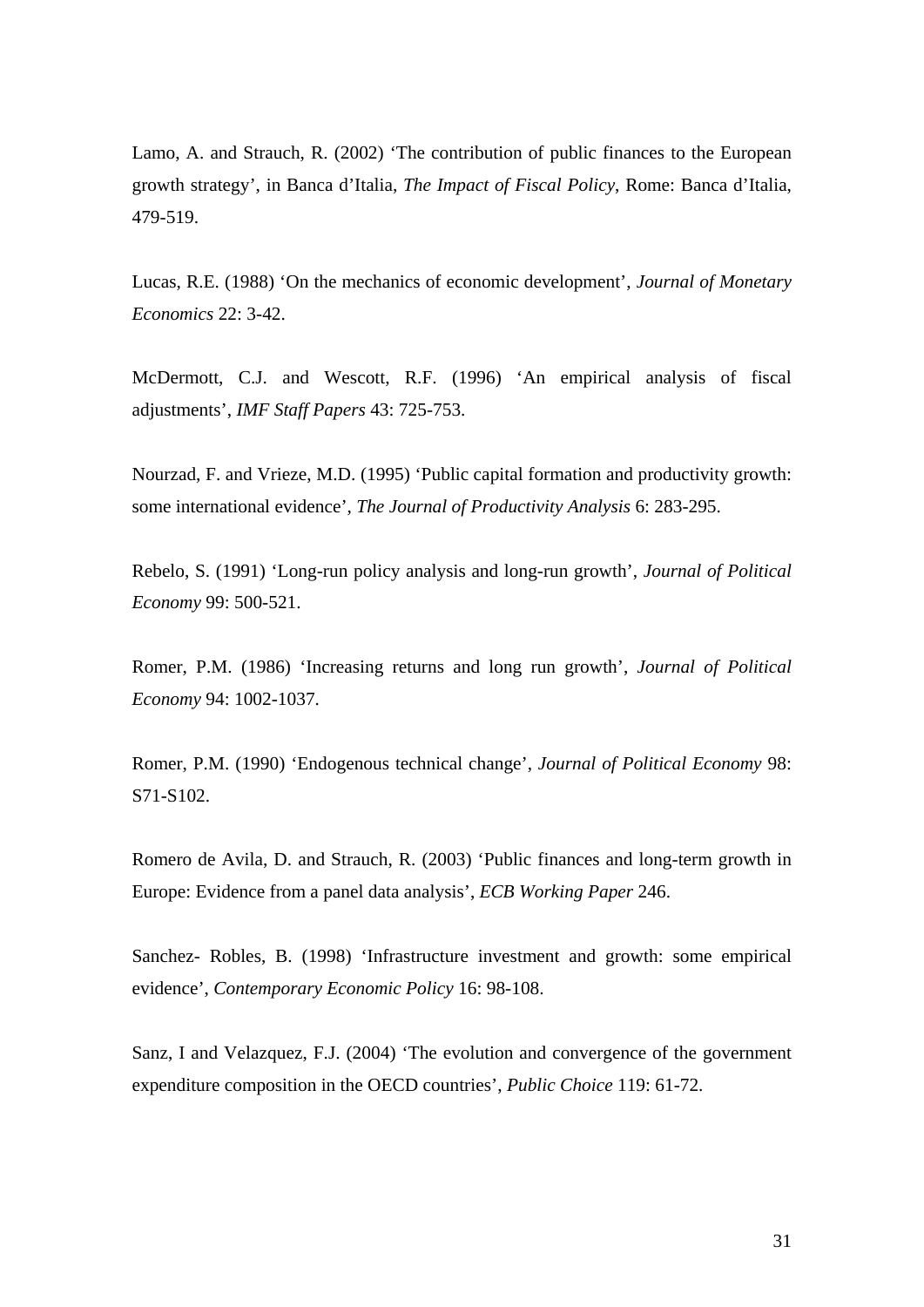Lamo, A. and Strauch, R. (2002) 'The contribution of public finances to the European growth strategy', in Banca d'Italia, *The Impact of Fiscal Policy*, Rome: Banca d'Italia, 479-519.

Lucas, R.E. (1988) 'On the mechanics of economic development', *Journal of Monetary Economics* 22: 3-42.

McDermott, C.J. and Wescott, R.F. (1996) 'An empirical analysis of fiscal adjustments', *IMF Staff Papers* 43: 725-753.

Nourzad, F. and Vrieze, M.D. (1995) 'Public capital formation and productivity growth: some international evidence', *The Journal of Productivity Analysis* 6: 283-295.

Rebelo, S. (1991) 'Long-run policy analysis and long-run growth', *Journal of Political Economy* 99: 500-521.

Romer, P.M. (1986) 'Increasing returns and long run growth', *Journal of Political Economy* 94: 1002-1037.

Romer, P.M. (1990) 'Endogenous technical change', *Journal of Political Economy* 98: S71-S102.

Romero de Avila, D. and Strauch, R. (2003) 'Public finances and long-term growth in Europe: Evidence from a panel data analysis', *ECB Working Paper* 246.

Sanchez- Robles, B. (1998) 'Infrastructure investment and growth: some empirical evidence', *Contemporary Economic Policy* 16: 98-108.

Sanz, I and Velazquez, F.J. (2004) 'The evolution and convergence of the government expenditure composition in the OECD countries', *Public Choice* 119: 61-72.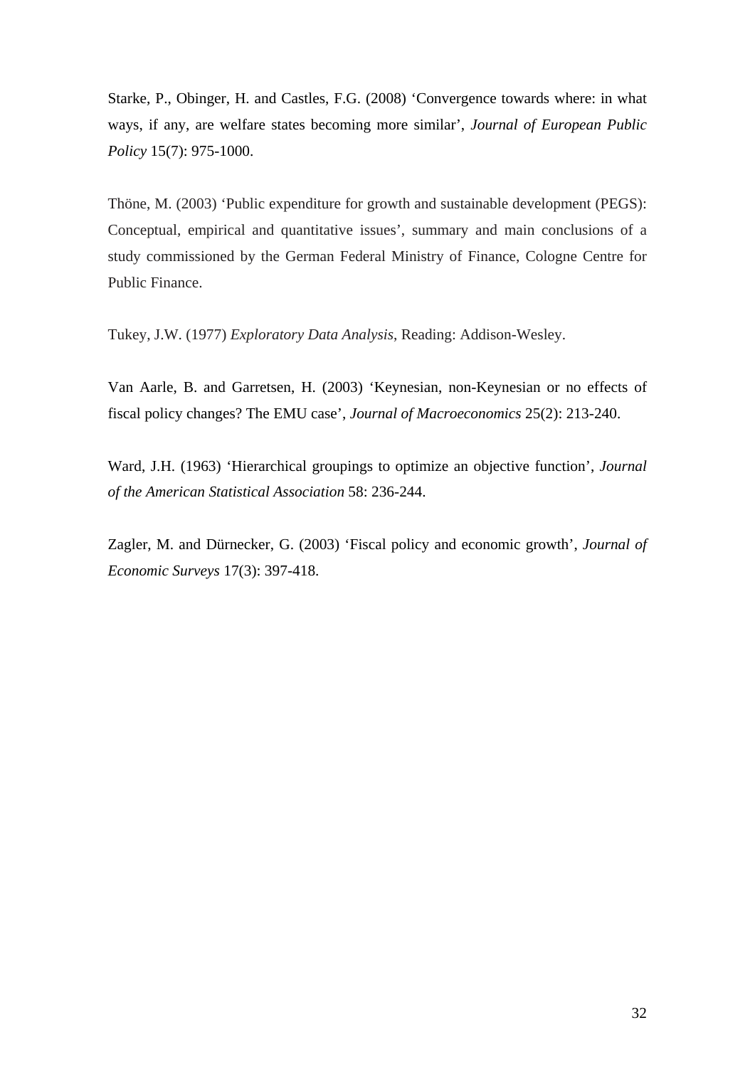Starke, P., Obinger, H. and Castles, F.G. (2008) ‘Convergence towards where: in what ways, if any, are welfare states becoming more similar’, *Journal of European Public Policy* 15(7): 975-1000.

Thöne, M. (2003) ‘Public expenditure for growth and sustainable development (PEGS): Conceptual, empirical and quantitative issues’, summary and main conclusions of a study commissioned by the German Federal Ministry of Finance, Cologne Centre for Public Finance.

Tukey, J.W. (1977) *Exploratory Data Analysis*, Reading: Addison-Wesley.

Van Aarle, B. and Garretsen, H. (2003) ‘Keynesian, non-Keynesian or no effects of fiscal policy changes? The EMU case’, *Journal of Macroeconomics* 25(2): 213-240.

Ward, J.H. (1963) ‘Hierarchical groupings to optimize an objective function’, *Journal of the American Statistical Association* 58: 236-244.

Zagler, M. and Dürnecker, G. (2003) ‘Fiscal policy and economic growth’, *Journal of Economic Surveys* 17(3): 397-418.